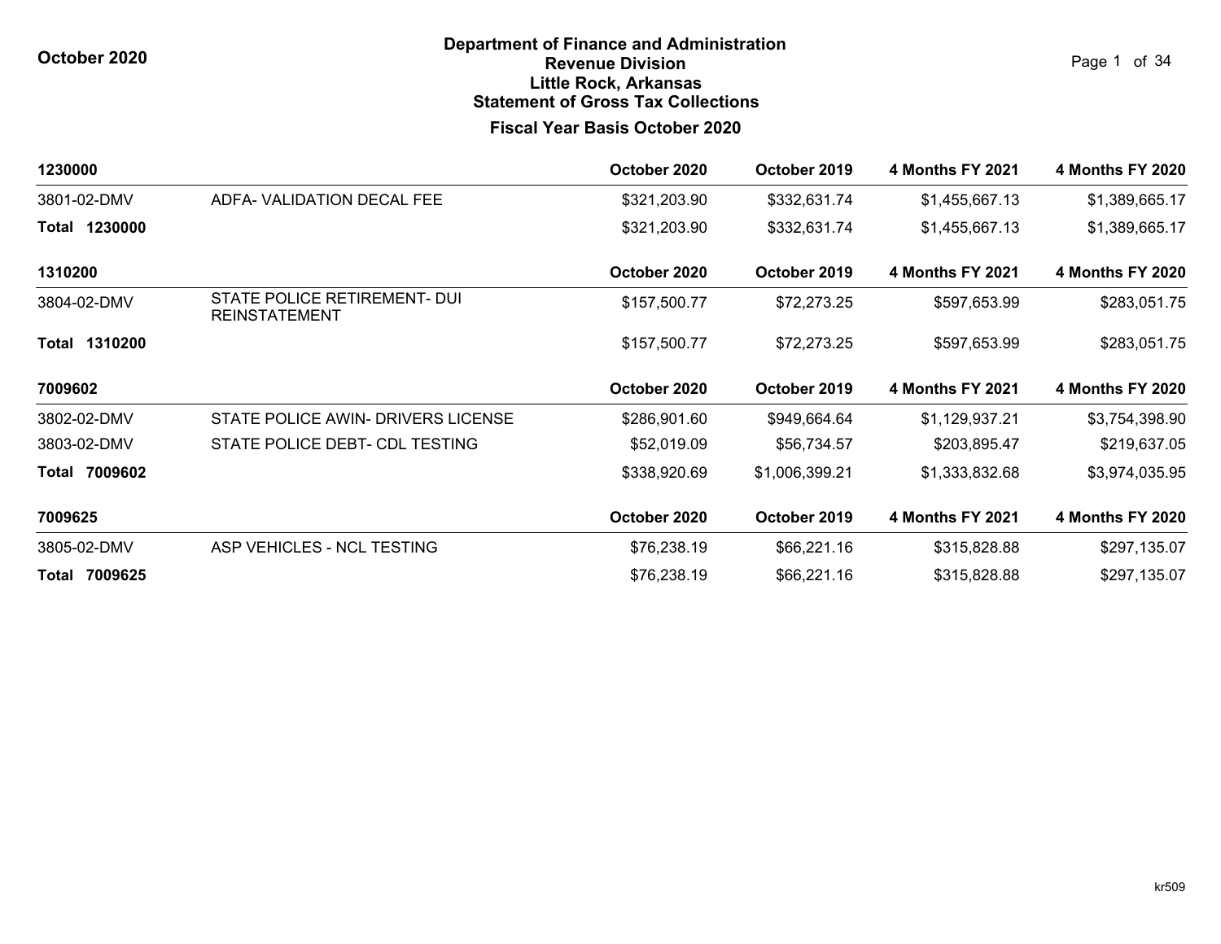# Department of Finance and Administration
## Revenue Division
## Little Rock, Arkansas
## Statement of Gross Tax Collections

**October 2020**

### Fiscal Year Basis October 2020

| 1230000 | | October 2020 | October 2019 | 4 Months FY 2021 | 4 Months FY 2020 |
|---|---|---|---|---|---|
| 3801-02-DMV | ADFA- VALIDATION DECAL FEE | $321,203.90 | $332,631.74 | $1,455,667.13 | $1,389,665.17 |
| **Total 1230000** | | $321,203.90 | $332,631.74 | $1,455,667.13 | $1,389,665.17 |

| 1310200 | | October 2020 | October 2019 | 4 Months FY 2021 | 4 Months FY 2020 |
|---|---|---|---|---|---|
| 3804-02-DMV | STATE POLICE RETIREMENT- DUI REINSTATEMENT | $157,500.77 | $72,273.25 | $597,653.99 | $283,051.75 |
| **Total 1310200** | | $157,500.77 | $72,273.25 | $597,653.99 | $283,051.75 |

| 7009602 | | October 2020 | October 2019 | 4 Months FY 2021 | 4 Months FY 2020 |
|---|---|---|---|---|---|
| 3802-02-DMV | STATE POLICE AWIN- DRIVERS LICENSE | $286,901.60 | $949,664.64 | $1,129,937.21 | $3,754,398.90 |
| 3803-02-DMV | STATE POLICE DEBT- CDL TESTING | $52,019.09 | $56,734.57 | $203,895.47 | $219,637.05 |
| **Total 7009602** | | $338,920.69 | $1,006,399.21 | $1,333,832.68 | $3,974,035.95 |

| 7009625 | | October 2020 | October 2019 | 4 Months FY 2021 | 4 Months FY 2020 |
|---|---|---|---|---|---|
| 3805-02-DMV | ASP VEHICLES - NCL TESTING | $76,238.19 | $66,221.16 | $315,828.88 | $297,135.07 |
| **Total 7009625** | | $76,238.19 | $66,221.16 | $315,828.88 | $297,135.07 |

kr509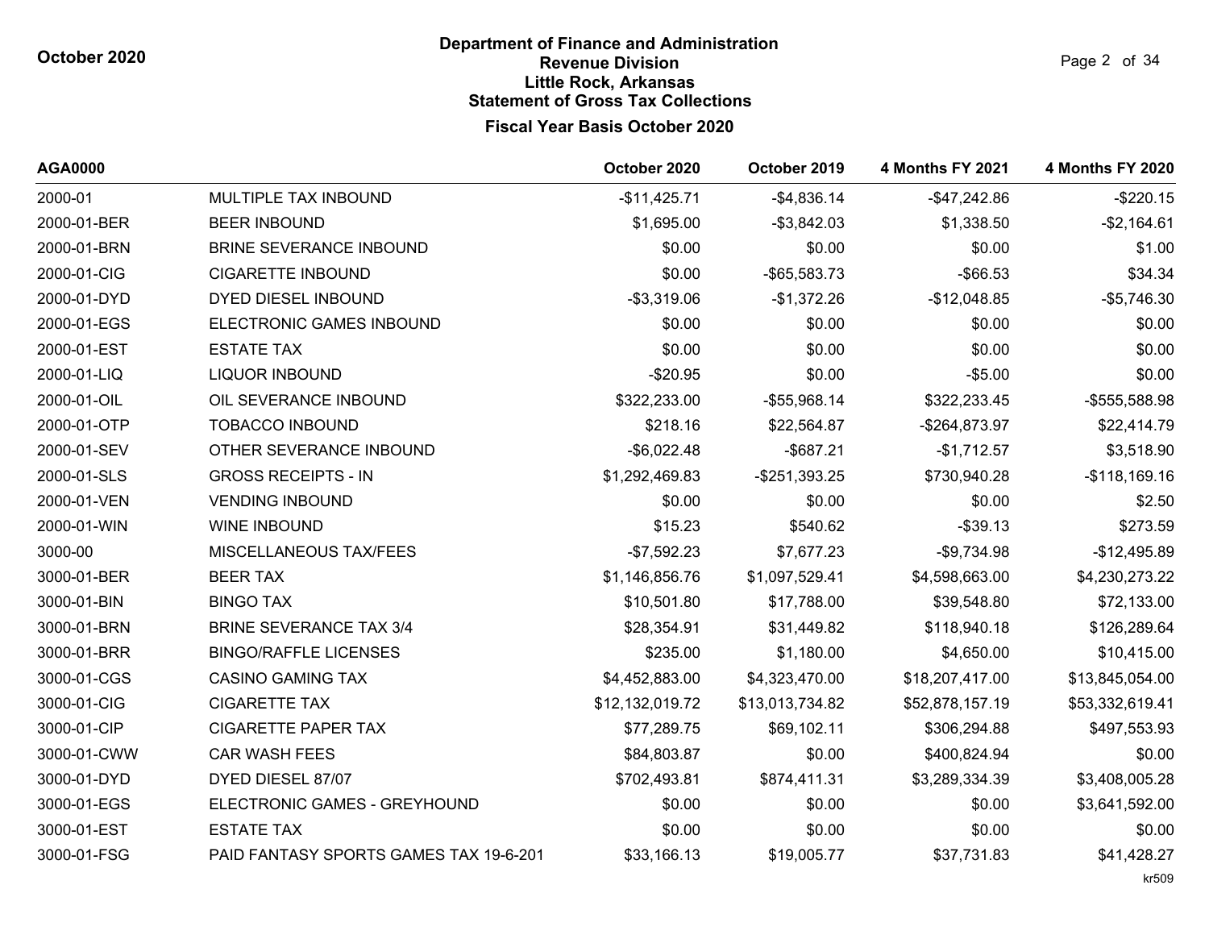# Department of Finance and Administration
## Revenue Division
## Little Rock, Arkansas
## Statement of Gross Tax Collections

**October 2020**

**Fiscal Year Basis October 2020**

| AGA0000 | | October 2020 | October 2019 | 4 Months FY 2021 | 4 Months FY 2020 |
|---|---|---|---|---|---|
| 2000-01 | MULTIPLE TAX INBOUND | -$11,425.71 | -$4,836.14 | -$47,242.86 | -$220.15 |
| 2000-01-BER | BEER INBOUND | $1,695.00 | -$3,842.03 | $1,338.50 | -$2,164.61 |
| 2000-01-BRN | BRINE SEVERANCE INBOUND | $0.00 | $0.00 | $0.00 | $1.00 |
| 2000-01-CIG | CIGARETTE INBOUND | $0.00 | -$65,583.73 | -$66.53 | $34.34 |
| 2000-01-DYD | DYED DIESEL INBOUND | -$3,319.06 | -$1,372.26 | -$12,048.85 | -$5,746.30 |
| 2000-01-EGS | ELECTRONIC GAMES INBOUND | $0.00 | $0.00 | $0.00 | $0.00 |
| 2000-01-EST | ESTATE TAX | $0.00 | $0.00 | $0.00 | $0.00 |
| 2000-01-LIQ | LIQUOR INBOUND | -$20.95 | $0.00 | -$5.00 | $0.00 |
| 2000-01-OIL | OIL SEVERANCE INBOUND | $322,233.00 | -$55,968.14 | $322,233.45 | -$555,588.98 |
| 2000-01-OTP | TOBACCO INBOUND | $218.16 | $22,564.87 | -$264,873.97 | $22,414.79 |
| 2000-01-SEV | OTHER SEVERANCE INBOUND | -$6,022.48 | -$687.21 | -$1,712.57 | $3,518.90 |
| 2000-01-SLS | GROSS RECEIPTS - IN | $1,292,469.83 | -$251,393.25 | $730,940.28 | -$118,169.16 |
| 2000-01-VEN | VENDING INBOUND | $0.00 | $0.00 | $0.00 | $2.50 |
| 2000-01-WIN | WINE INBOUND | $15.23 | $540.62 | -$39.13 | $273.59 |
| 3000-00 | MISCELLANEOUS TAX/FEES | -$7,592.23 | $7,677.23 | -$9,734.98 | -$12,495.89 |
| 3000-01-BER | BEER TAX | $1,146,856.76 | $1,097,529.41 | $4,598,663.00 | $4,230,273.22 |
| 3000-01-BIN | BINGO TAX | $10,501.80 | $17,788.00 | $39,548.80 | $72,133.00 |
| 3000-01-BRN | BRINE SEVERANCE TAX 3/4 | $28,354.91 | $31,449.82 | $118,940.18 | $126,289.64 |
| 3000-01-BRR | BINGO/RAFFLE LICENSES | $235.00 | $1,180.00 | $4,650.00 | $10,415.00 |
| 3000-01-CGS | CASINO GAMING TAX | $4,452,883.00 | $4,323,470.00 | $18,207,417.00 | $13,845,054.00 |
| 3000-01-CIG | CIGARETTE TAX | $12,132,019.72 | $13,013,734.82 | $52,878,157.19 | $53,332,619.41 |
| 3000-01-CIP | CIGARETTE PAPER TAX | $77,289.75 | $69,102.11 | $306,294.88 | $497,553.93 |
| 3000-01-CWW | CAR WASH FEES | $84,803.87 | $0.00 | $400,824.94 | $0.00 |
| 3000-01-DYD | DYED DIESEL 87/07 | $702,493.81 | $874,411.31 | $3,289,334.39 | $3,408,005.28 |
| 3000-01-EGS | ELECTRONIC GAMES - GREYHOUND | $0.00 | $0.00 | $0.00 | $3,641,592.00 |
| 3000-01-EST | ESTATE TAX | $0.00 | $0.00 | $0.00 | $0.00 |
| 3000-01-FSG | PAID FANTASY SPORTS GAMES TAX 19-6-201 | $33,166.13 | $19,005.77 | $37,731.83 | $41,428.27 |

kr509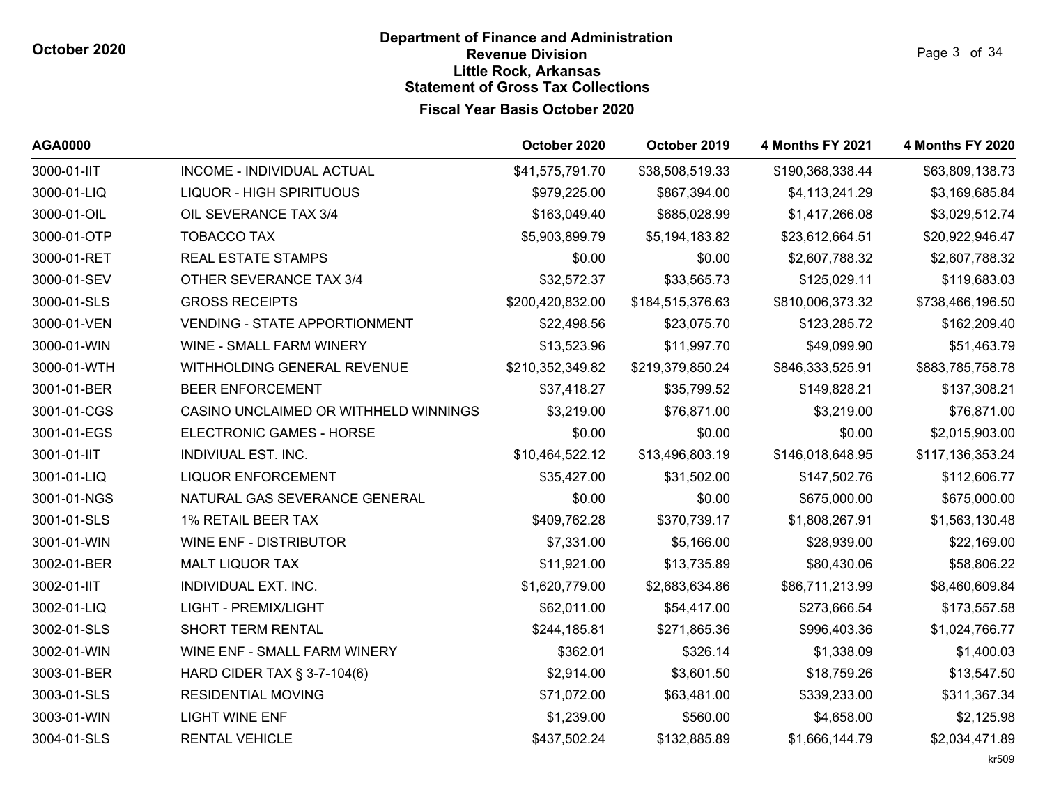October 2020

**Department of Finance and Administration**
**Revenue Division**
**Little Rock, Arkansas**
**Statement of Gross Tax Collections**

**Fiscal Year Basis October 2020**

| AGA0000 | | October 2020 | October 2019 | 4 Months FY 2021 | 4 Months FY 2020 |
|---|---|---|---|---|---|
| 3000-01-IIT | INCOME - INDIVIDUAL ACTUAL | $41,575,791.70 | $38,508,519.33 | $190,368,338.44 | $63,809,138.73 |
| 3000-01-LIQ | LIQUOR - HIGH SPIRITUOUS | $979,225.00 | $867,394.00 | $4,113,241.29 | $3,169,685.84 |
| 3000-01-OIL | OIL SEVERANCE TAX 3/4 | $163,049.40 | $685,028.99 | $1,417,266.08 | $3,029,512.74 |
| 3000-01-OTP | TOBACCO TAX | $5,903,899.79 | $5,194,183.82 | $23,612,664.51 | $20,922,946.47 |
| 3000-01-RET | REAL ESTATE STAMPS | $0.00 | $0.00 | $2,607,788.32 | $2,607,788.32 |
| 3000-01-SEV | OTHER SEVERANCE TAX 3/4 | $32,572.37 | $33,565.73 | $125,029.11 | $119,683.03 |
| 3000-01-SLS | GROSS RECEIPTS | $200,420,832.00 | $184,515,376.63 | $810,006,373.32 | $738,466,196.50 |
| 3000-01-VEN | VENDING - STATE APPORTIONMENT | $22,498.56 | $23,075.70 | $123,285.72 | $162,209.40 |
| 3000-01-WIN | WINE - SMALL FARM WINERY | $13,523.96 | $11,997.70 | $49,099.90 | $51,463.79 |
| 3000-01-WTH | WITHHOLDING GENERAL REVENUE | $210,352,349.82 | $219,379,850.24 | $846,333,525.91 | $883,785,758.78 |
| 3001-01-BER | BEER ENFORCEMENT | $37,418.27 | $35,799.52 | $149,828.21 | $137,308.21 |
| 3001-01-CGS | CASINO UNCLAIMED OR WITHHELD WINNINGS | $3,219.00 | $76,871.00 | $3,219.00 | $76,871.00 |
| 3001-01-EGS | ELECTRONIC GAMES - HORSE | $0.00 | $0.00 | $0.00 | $2,015,903.00 |
| 3001-01-IIT | INDIVIUAL EST. INC. | $10,464,522.12 | $13,496,803.19 | $146,018,648.95 | $117,136,353.24 |
| 3001-01-LIQ | LIQUOR ENFORCEMENT | $35,427.00 | $31,502.00 | $147,502.76 | $112,606.77 |
| 3001-01-NGS | NATURAL GAS SEVERANCE GENERAL | $0.00 | $0.00 | $675,000.00 | $675,000.00 |
| 3001-01-SLS | 1% RETAIL BEER TAX | $409,762.28 | $370,739.17 | $1,808,267.91 | $1,563,130.48 |
| 3001-01-WIN | WINE ENF - DISTRIBUTOR | $7,331.00 | $5,166.00 | $28,939.00 | $22,169.00 |
| 3002-01-BER | MALT LIQUOR TAX | $11,921.00 | $13,735.89 | $80,430.06 | $58,806.22 |
| 3002-01-IIT | INDIVIDUAL EXT. INC. | $1,620,779.00 | $2,683,634.86 | $86,711,213.99 | $8,460,609.84 |
| 3002-01-LIQ | LIGHT - PREMIX/LIGHT | $62,011.00 | $54,417.00 | $273,666.54 | $173,557.58 |
| 3002-01-SLS | SHORT TERM RENTAL | $244,185.81 | $271,865.36 | $996,403.36 | $1,024,766.77 |
| 3002-01-WIN | WINE ENF - SMALL FARM WINERY | $362.01 | $326.14 | $1,338.09 | $1,400.03 |
| 3003-01-BER | HARD CIDER TAX § 3-7-104(6) | $2,914.00 | $3,601.50 | $18,759.26 | $13,547.50 |
| 3003-01-SLS | RESIDENTIAL MOVING | $71,072.00 | $63,481.00 | $339,233.00 | $311,367.34 |
| 3003-01-WIN | LIGHT WINE ENF | $1,239.00 | $560.00 | $4,658.00 | $2,125.98 |
| 3004-01-SLS | RENTAL VEHICLE | $437,502.24 | $132,885.89 | $1,666,144.79 | $2,034,471.89 |

kr509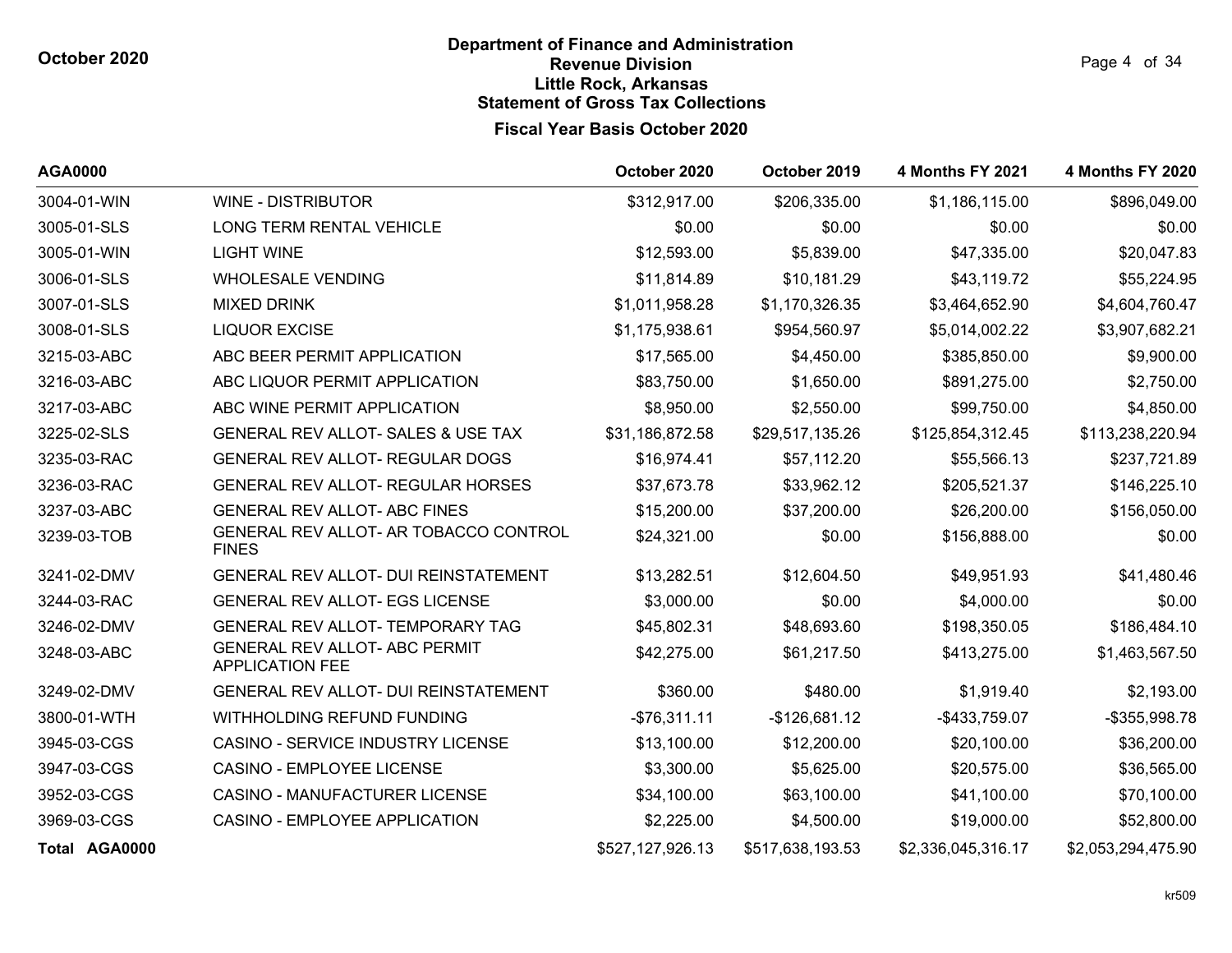October 2020

## Department of Finance and Administration
## Revenue Division
## Little Rock, Arkansas
## Statement of Gross Tax Collections

### Fiscal Year Basis October 2020

| AGA0000 | | October 2020 | October 2019 | 4 Months FY 2021 | 4 Months FY 2020 |
|---|---|---|---|---|---|
| 3004-01-WIN | WINE - DISTRIBUTOR | $312,917.00 | $206,335.00 | $1,186,115.00 | $896,049.00 |
| 3005-01-SLS | LONG TERM RENTAL VEHICLE | $0.00 | $0.00 | $0.00 | $0.00 |
| 3005-01-WIN | LIGHT WINE | $12,593.00 | $5,839.00 | $47,335.00 | $20,047.83 |
| 3006-01-SLS | WHOLESALE VENDING | $11,814.89 | $10,181.29 | $43,119.72 | $55,224.95 |
| 3007-01-SLS | MIXED DRINK | $1,011,958.28 | $1,170,326.35 | $3,464,652.90 | $4,604,760.47 |
| 3008-01-SLS | LIQUOR EXCISE | $1,175,938.61 | $954,560.97 | $5,014,002.22 | $3,907,682.21 |
| 3215-03-ABC | ABC BEER PERMIT APPLICATION | $17,565.00 | $4,450.00 | $385,850.00 | $9,900.00 |
| 3216-03-ABC | ABC LIQUOR PERMIT APPLICATION | $83,750.00 | $1,650.00 | $891,275.00 | $2,750.00 |
| 3217-03-ABC | ABC WINE PERMIT APPLICATION | $8,950.00 | $2,550.00 | $99,750.00 | $4,850.00 |
| 3225-02-SLS | GENERAL REV ALLOT- SALES & USE TAX | $31,186,872.58 | $29,517,135.26 | $125,854,312.45 | $113,238,220.94 |
| 3235-03-RAC | GENERAL REV ALLOT- REGULAR DOGS | $16,974.41 | $57,112.20 | $55,566.13 | $237,721.89 |
| 3236-03-RAC | GENERAL REV ALLOT- REGULAR HORSES | $37,673.78 | $33,962.12 | $205,521.37 | $146,225.10 |
| 3237-03-ABC | GENERAL REV ALLOT- ABC FINES | $15,200.00 | $37,200.00 | $26,200.00 | $156,050.00 |
| 3239-03-TOB | GENERAL REV ALLOT- AR TOBACCO CONTROL FINES | $24,321.00 | $0.00 | $156,888.00 | $0.00 |
| 3241-02-DMV | GENERAL REV ALLOT- DUI REINSTATEMENT | $13,282.51 | $12,604.50 | $49,951.93 | $41,480.46 |
| 3244-03-RAC | GENERAL REV ALLOT- EGS LICENSE | $3,000.00 | $0.00 | $4,000.00 | $0.00 |
| 3246-02-DMV | GENERAL REV ALLOT- TEMPORARY TAG | $45,802.31 | $48,693.60 | $198,350.05 | $186,484.10 |
| 3248-03-ABC | GENERAL REV ALLOT- ABC PERMIT APPLICATION FEE | $42,275.00 | $61,217.50 | $413,275.00 | $1,463,567.50 |
| 3249-02-DMV | GENERAL REV ALLOT- DUI REINSTATEMENT | $360.00 | $480.00 | $1,919.40 | $2,193.00 |
| 3800-01-WTH | WITHHOLDING REFUND FUNDING | -$76,311.11 | -$126,681.12 | -$433,759.07 | -$355,998.78 |
| 3945-03-CGS | CASINO - SERVICE INDUSTRY LICENSE | $13,100.00 | $12,200.00 | $20,100.00 | $36,200.00 |
| 3947-03-CGS | CASINO - EMPLOYEE LICENSE | $3,300.00 | $5,625.00 | $20,575.00 | $36,565.00 |
| 3952-03-CGS | CASINO - MANUFACTURER LICENSE | $34,100.00 | $63,100.00 | $41,100.00 | $70,100.00 |
| 3969-03-CGS | CASINO - EMPLOYEE APPLICATION | $2,225.00 | $4,500.00 | $19,000.00 | $52,800.00 |
| **Total AGA0000** | | $527,127,926.13 | $517,638,193.53 | $2,336,045,316.17 | $2,053,294,475.90 |

kr509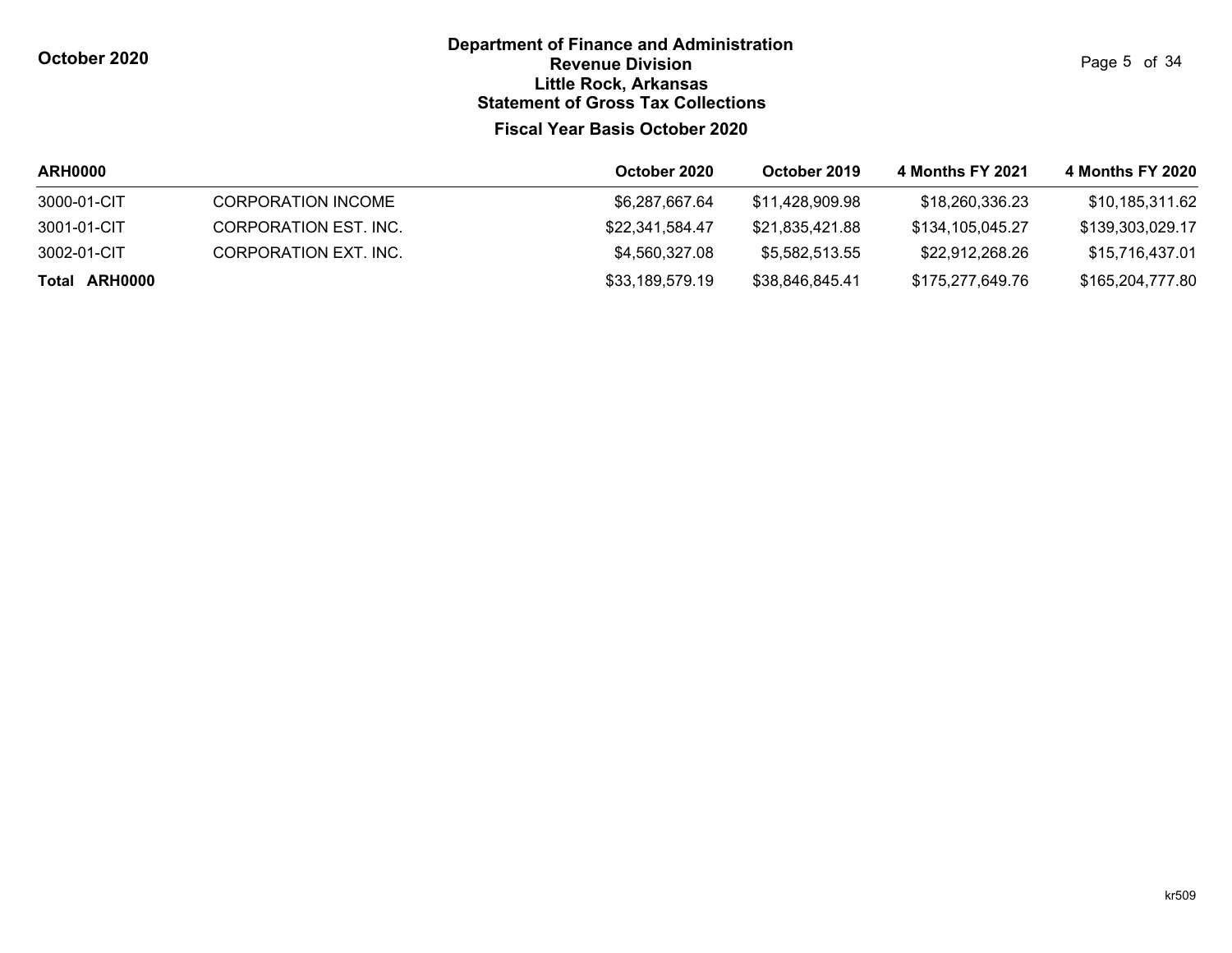**Department of Finance and Administration**
**Revenue Division**
**Little Rock, Arkansas**
**Statement of Gross Tax Collections**

**Fiscal Year Basis October 2020**

| ARH0000 | | October 2020 | October 2019 | 4 Months FY 2021 | 4 Months FY 2020 |
|---|---|---|---|---|---|
| 3000-01-CIT | CORPORATION INCOME | $6,287,667.64 | $11,428,909.98 | $18,260,336.23 | $10,185,311.62 |
| 3001-01-CIT | CORPORATION EST. INC. | $22,341,584.47 | $21,835,421.88 | $134,105,045.27 | $139,303,029.17 |
| 3002-01-CIT | CORPORATION EXT. INC. | $4,560,327.08 | $5,582,513.55 | $22,912,268.26 | $15,716,437.01 |
| **Total ARH0000** | | $33,189,579.19 | $38,846,845.41 | $175,277,649.76 | $165,204,777.80 |

kr509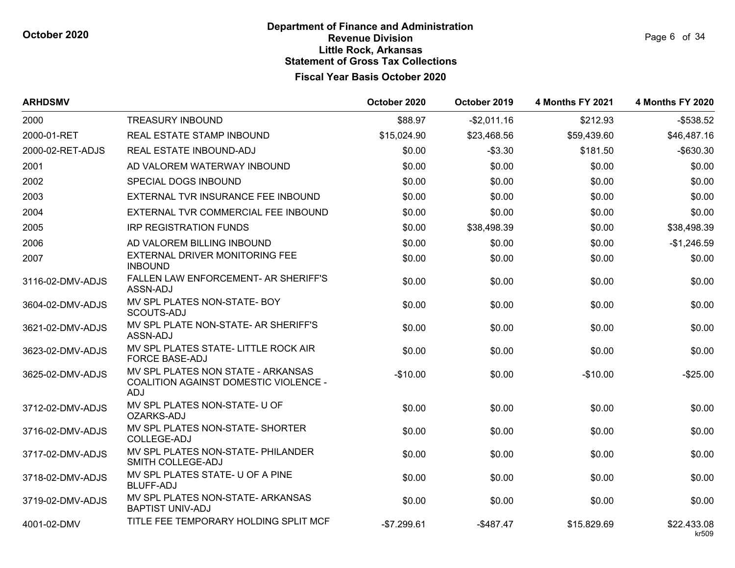# Department of Finance and Administration
## Revenue Division
## Little Rock, Arkansas
## Statement of Gross Tax Collections

October 2020

### Fiscal Year Basis October 2020

| ARHDSMV | | October 2020 | October 2019 | 4 Months FY 2021 | 4 Months FY 2020 |
|---|---|---|---|---|---|
| 2000 | TREASURY INBOUND | $88.97 | -$2,011.16 | $212.93 | -$538.52 |
| 2000-01-RET | REAL ESTATE STAMP INBOUND | $15,024.90 | $23,468.56 | $59,439.60 | $46,487.16 |
| 2000-02-RET-ADJS | REAL ESTATE INBOUND-ADJ | $0.00 | -$3.30 | $181.50 | -$630.30 |
| 2001 | AD VALOREM WATERWAY INBOUND | $0.00 | $0.00 | $0.00 | $0.00 |
| 2002 | SPECIAL DOGS INBOUND | $0.00 | $0.00 | $0.00 | $0.00 |
| 2003 | EXTERNAL TVR INSURANCE FEE INBOUND | $0.00 | $0.00 | $0.00 | $0.00 |
| 2004 | EXTERNAL TVR COMMERCIAL FEE INBOUND | $0.00 | $0.00 | $0.00 | $0.00 |
| 2005 | IRP REGISTRATION FUNDS | $0.00 | $38,498.39 | $0.00 | $38,498.39 |
| 2006 | AD VALOREM BILLING INBOUND | $0.00 | $0.00 | $0.00 | -$1,246.59 |
| 2007 | EXTERNAL DRIVER MONITORING FEE INBOUND | $0.00 | $0.00 | $0.00 | $0.00 |
| 3116-02-DMV-ADJS | FALLEN LAW ENFORCEMENT- AR SHERIFF'S ASSN-ADJ | $0.00 | $0.00 | $0.00 | $0.00 |
| 3604-02-DMV-ADJS | MV SPL PLATES NON-STATE- BOY SCOUTS-ADJ | $0.00 | $0.00 | $0.00 | $0.00 |
| 3621-02-DMV-ADJS | MV SPL PLATE NON-STATE- AR SHERIFF'S ASSN-ADJ | $0.00 | $0.00 | $0.00 | $0.00 |
| 3623-02-DMV-ADJS | MV SPL PLATES STATE- LITTLE ROCK AIR FORCE BASE-ADJ | $0.00 | $0.00 | $0.00 | $0.00 |
| 3625-02-DMV-ADJS | MV SPL PLATES NON STATE - ARKANSAS COALITION AGAINST DOMESTIC VIOLENCE - ADJ | -$10.00 | $0.00 | -$10.00 | -$25.00 |
| 3712-02-DMV-ADJS | MV SPL PLATES NON-STATE- U OF OZARKS-ADJ | $0.00 | $0.00 | $0.00 | $0.00 |
| 3716-02-DMV-ADJS | MV SPL PLATES NON-STATE- SHORTER COLLEGE-ADJ | $0.00 | $0.00 | $0.00 | $0.00 |
| 3717-02-DMV-ADJS | MV SPL PLATES NON-STATE- PHILANDER SMITH COLLEGE-ADJ | $0.00 | $0.00 | $0.00 | $0.00 |
| 3718-02-DMV-ADJS | MV SPL PLATES STATE- U OF A PINE BLUFF-ADJ | $0.00 | $0.00 | $0.00 | $0.00 |
| 3719-02-DMV-ADJS | MV SPL PLATES NON-STATE- ARKANSAS BAPTIST UNIV-ADJ | $0.00 | $0.00 | $0.00 | $0.00 |
| 4001-02-DMV | TITLE FEE TEMPORARY HOLDING SPLIT MCF | -$7,299.61 | -$487.47 | $15,829.69 | $22,433.08 |

kr509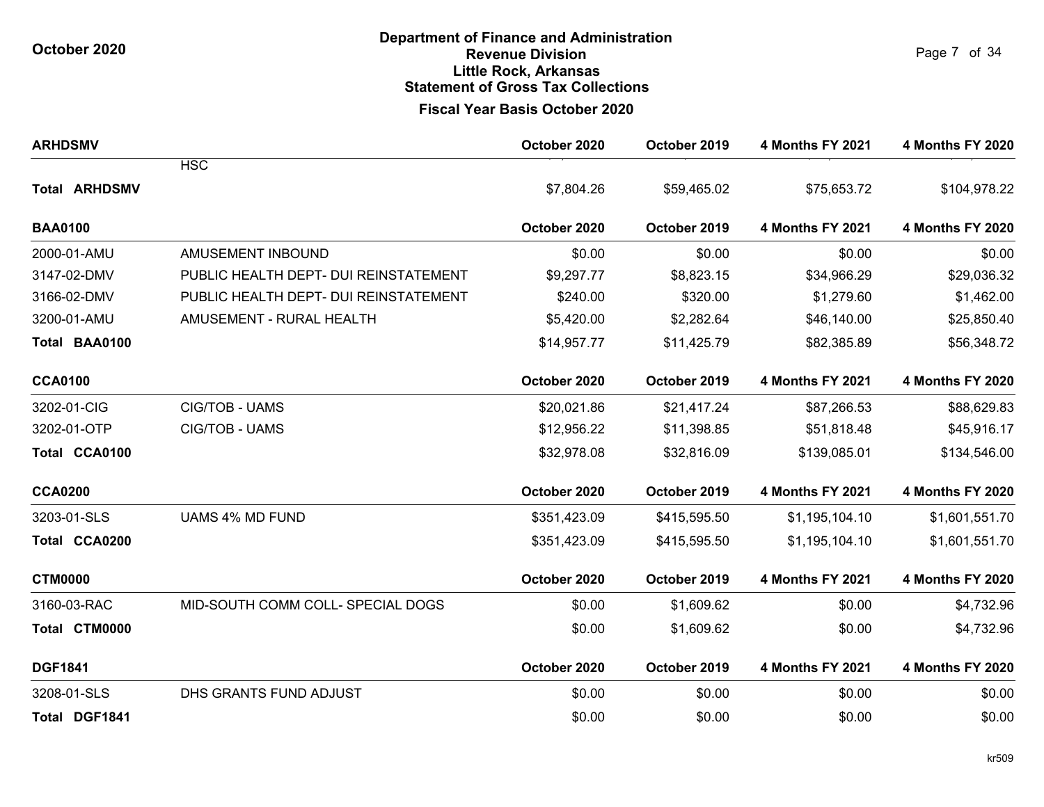# Department of Finance and Administration
## Revenue Division
## Little Rock, Arkansas
## Statement of Gross Tax Collections

October 2020

### Fiscal Year Basis October 2020

| ARHDSMV | | October 2020 | October 2019 | 4 Months FY 2021 | 4 Months FY 2020 |
|---|---|---|---|---|---|
| | HSC | | | | |
| **Total ARHDSMV** | | $7,804.26 | $59,465.02 | $75,653.72 | $104,978.22 |

| BAA0100 | | October 2020 | October 2019 | 4 Months FY 2021 | 4 Months FY 2020 |
|---|---|---|---|---|---|
| 2000-01-AMU | AMUSEMENT INBOUND | $0.00 | $0.00 | $0.00 | $0.00 |
| 3147-02-DMV | PUBLIC HEALTH DEPT- DUI REINSTATEMENT | $9,297.77 | $8,823.15 | $34,966.29 | $29,036.32 |
| 3166-02-DMV | PUBLIC HEALTH DEPT- DUI REINSTATEMENT | $240.00 | $320.00 | $1,279.60 | $1,462.00 |
| 3200-01-AMU | AMUSEMENT - RURAL HEALTH | $5,420.00 | $2,282.64 | $46,140.00 | $25,850.40 |
| **Total BAA0100** | | $14,957.77 | $11,425.79 | $82,385.89 | $56,348.72 |

| CCA0100 | | October 2020 | October 2019 | 4 Months FY 2021 | 4 Months FY 2020 |
|---|---|---|---|---|---|
| 3202-01-CIG | CIG/TOB - UAMS | $20,021.86 | $21,417.24 | $87,266.53 | $88,629.83 |
| 3202-01-OTP | CIG/TOB - UAMS | $12,956.22 | $11,398.85 | $51,818.48 | $45,916.17 |
| **Total CCA0100** | | $32,978.08 | $32,816.09 | $139,085.01 | $134,546.00 |

| CCA0200 | | October 2020 | October 2019 | 4 Months FY 2021 | 4 Months FY 2020 |
|---|---|---|---|---|---|
| 3203-01-SLS | UAMS 4% MD FUND | $351,423.09 | $415,595.50 | $1,195,104.10 | $1,601,551.70 |
| **Total CCA0200** | | $351,423.09 | $415,595.50 | $1,195,104.10 | $1,601,551.70 |

| CTM0000 | | October 2020 | October 2019 | 4 Months FY 2021 | 4 Months FY 2020 |
|---|---|---|---|---|---|
| 3160-03-RAC | MID-SOUTH COMM COLL- SPECIAL DOGS | $0.00 | $1,609.62 | $0.00 | $4,732.96 |
| **Total CTM0000** | | $0.00 | $1,609.62 | $0.00 | $4,732.96 |

| DGF1841 | | October 2020 | October 2019 | 4 Months FY 2021 | 4 Months FY 2020 |
|---|---|---|---|---|---|
| 3208-01-SLS | DHS GRANTS FUND ADJUST | $0.00 | $0.00 | $0.00 | $0.00 |
| **Total DGF1841** | | $0.00 | $0.00 | $0.00 | $0.00 |

kr509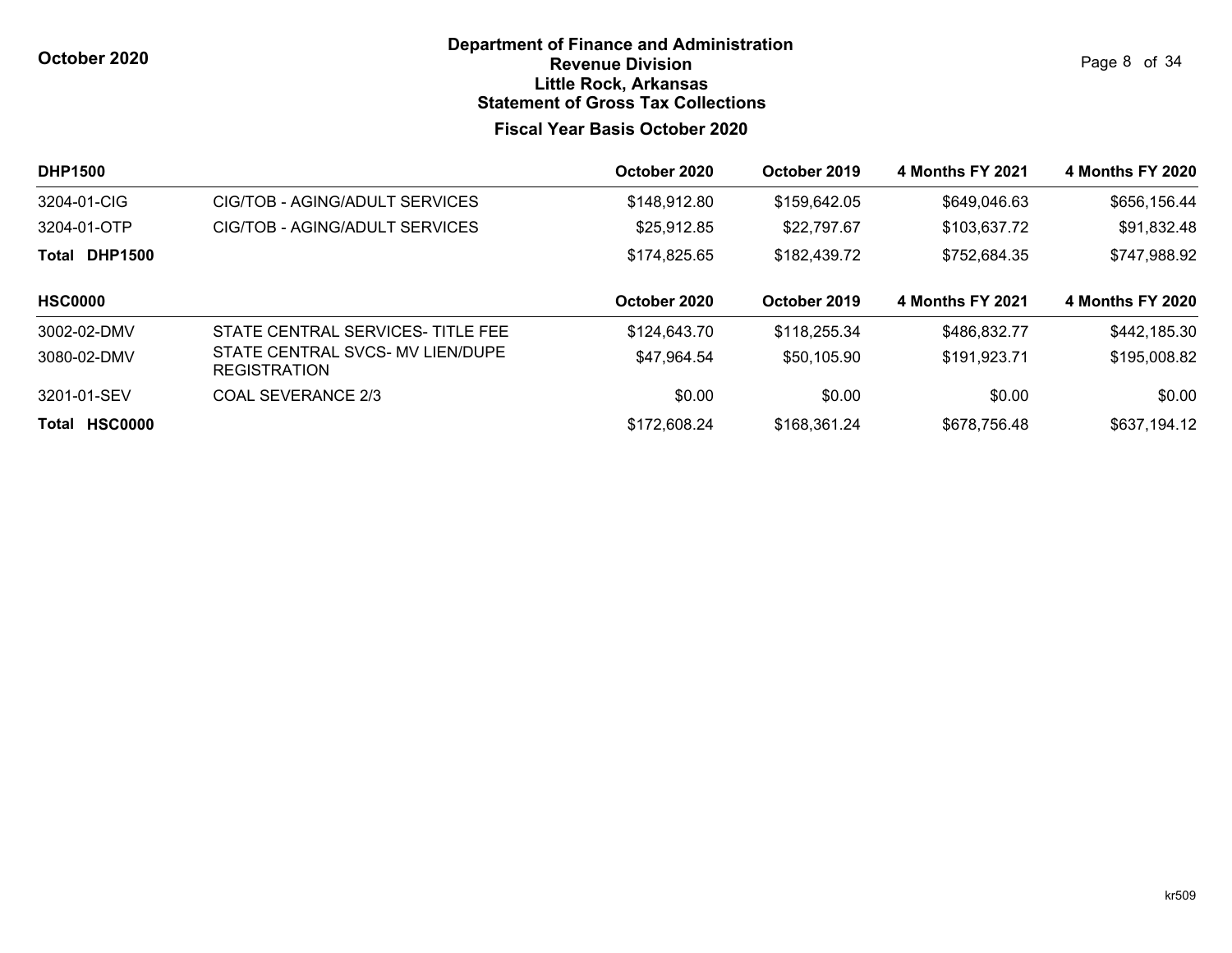# Department of Finance and Administration
## Revenue Division
## Little Rock, Arkansas
## Statement of Gross Tax Collections

**October 2020**

### Fiscal Year Basis October 2020

| DHP1500 | | October 2020 | October 2019 | 4 Months FY 2021 | 4 Months FY 2020 |
|---|---|---|---|---|---|
| 3204-01-CIG | CIG/TOB - AGING/ADULT SERVICES | $148,912.80 | $159,642.05 | $649,046.63 | $656,156.44 |
| 3204-01-OTP | CIG/TOB - AGING/ADULT SERVICES | $25,912.85 | $22,797.67 | $103,637.72 | $91,832.48 |
| **Total DHP1500** | | $174,825.65 | $182,439.72 | $752,684.35 | $747,988.92 |

| HSC0000 | | October 2020 | October 2019 | 4 Months FY 2021 | 4 Months FY 2020 |
|---|---|---|---|---|---|
| 3002-02-DMV | STATE CENTRAL SERVICES- TITLE FEE | $124,643.70 | $118,255.34 | $486,832.77 | $442,185.30 |
| 3080-02-DMV | STATE CENTRAL SVCS- MV LIEN/DUPE REGISTRATION | $47,964.54 | $50,105.90 | $191,923.71 | $195,008.82 |
| 3201-01-SEV | COAL SEVERANCE 2/3 | $0.00 | $0.00 | $0.00 | $0.00 |
| **Total HSC0000** | | $172,608.24 | $168,361.24 | $678,756.48 | $637,194.12 |

kr509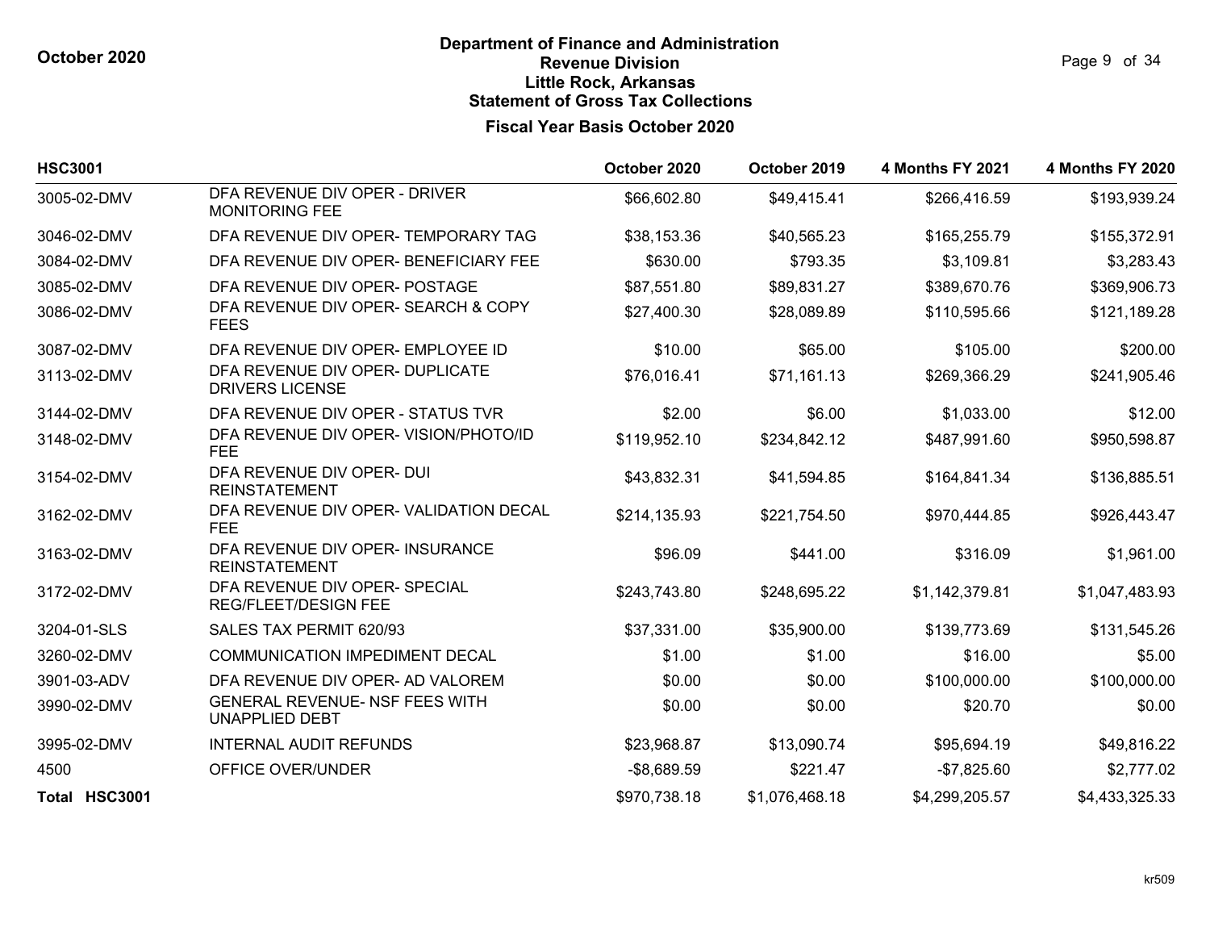**October 2020**

# Department of Finance and Administration
## Revenue Division
## Little Rock, Arkansas
## Statement of Gross Tax Collections
### Fiscal Year Basis October 2020

| HSC3001 | | October 2020 | October 2019 | 4 Months FY 2021 | 4 Months FY 2020 |
|---|---|---|---|---|---|
| 3005-02-DMV | DFA REVENUE DIV OPER - DRIVER MONITORING FEE | $66,602.80 | $49,415.41 | $266,416.59 | $193,939.24 |
| 3046-02-DMV | DFA REVENUE DIV OPER- TEMPORARY TAG | $38,153.36 | $40,565.23 | $165,255.79 | $155,372.91 |
| 3084-02-DMV | DFA REVENUE DIV OPER- BENEFICIARY FEE | $630.00 | $793.35 | $3,109.81 | $3,283.43 |
| 3085-02-DMV | DFA REVENUE DIV OPER- POSTAGE | $87,551.80 | $89,831.27 | $389,670.76 | $369,906.73 |
| 3086-02-DMV | DFA REVENUE DIV OPER- SEARCH & COPY FEES | $27,400.30 | $28,089.89 | $110,595.66 | $121,189.28 |
| 3087-02-DMV | DFA REVENUE DIV OPER- EMPLOYEE ID | $10.00 | $65.00 | $105.00 | $200.00 |
| 3113-02-DMV | DFA REVENUE DIV OPER- DUPLICATE DRIVERS LICENSE | $76,016.41 | $71,161.13 | $269,366.29 | $241,905.46 |
| 3144-02-DMV | DFA REVENUE DIV OPER - STATUS TVR | $2.00 | $6.00 | $1,033.00 | $12.00 |
| 3148-02-DMV | DFA REVENUE DIV OPER- VISION/PHOTO/ID FEE | $119,952.10 | $234,842.12 | $487,991.60 | $950,598.87 |
| 3154-02-DMV | DFA REVENUE DIV OPER- DUI REINSTATEMENT | $43,832.31 | $41,594.85 | $164,841.34 | $136,885.51 |
| 3162-02-DMV | DFA REVENUE DIV OPER- VALIDATION DECAL FEE | $214,135.93 | $221,754.50 | $970,444.85 | $926,443.47 |
| 3163-02-DMV | DFA REVENUE DIV OPER- INSURANCE REINSTATEMENT | $96.09 | $441.00 | $316.09 | $1,961.00 |
| 3172-02-DMV | DFA REVENUE DIV OPER- SPECIAL REG/FLEET/DESIGN FEE | $243,743.80 | $248,695.22 | $1,142,379.81 | $1,047,483.93 |
| 3204-01-SLS | SALES TAX PERMIT 620/93 | $37,331.00 | $35,900.00 | $139,773.69 | $131,545.26 |
| 3260-02-DMV | COMMUNICATION IMPEDIMENT DECAL | $1.00 | $1.00 | $16.00 | $5.00 |
| 3901-03-ADV | DFA REVENUE DIV OPER- AD VALOREM | $0.00 | $0.00 | $100,000.00 | $100,000.00 |
| 3990-02-DMV | GENERAL REVENUE- NSF FEES WITH UNAPPLIED DEBT | $0.00 | $0.00 | $20.70 | $0.00 |
| 3995-02-DMV | INTERNAL AUDIT REFUNDS | $23,968.87 | $13,090.74 | $95,694.19 | $49,816.22 |
| 4500 | OFFICE OVER/UNDER | -$8,689.59 | $221.47 | -$7,825.60 | $2,777.02 |
| **Total HSC3001** | | $970,738.18 | $1,076,468.18 | $4,299,205.57 | $4,433,325.33 |

kr509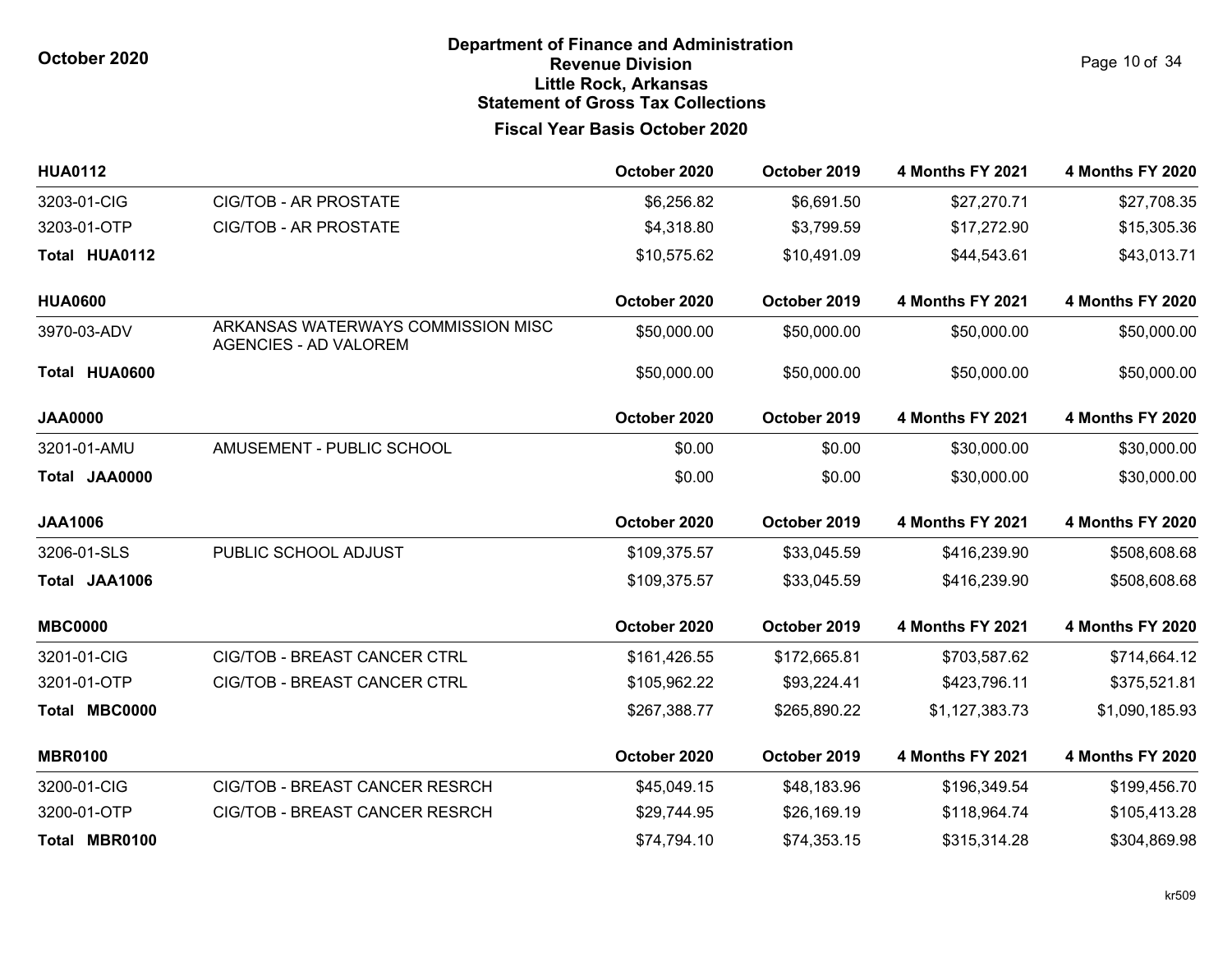# Department of Finance and Administration
## Revenue Division
## Little Rock, Arkansas
## Statement of Gross Tax Collections
### Fiscal Year Basis October 2020

October 2020

| HUA0112 | | October 2020 | October 2019 | 4 Months FY 2021 | 4 Months FY 2020 |
|---|---|---|---|---|---|
| 3203-01-CIG | CIG/TOB - AR PROSTATE | $6,256.82 | $6,691.50 | $27,270.71 | $27,708.35 |
| 3203-01-OTP | CIG/TOB - AR PROSTATE | $4,318.80 | $3,799.59 | $17,272.90 | $15,305.36 |
| **Total HUA0112** | | $10,575.62 | $10,491.09 | $44,543.61 | $43,013.71 |

| HUA0600 | | October 2020 | October 2019 | 4 Months FY 2021 | 4 Months FY 2020 |
|---|---|---|---|---|---|
| 3970-03-ADV | ARKANSAS WATERWAYS COMMISSION MISC AGENCIES - AD VALOREM | $50,000.00 | $50,000.00 | $50,000.00 | $50,000.00 |
| **Total HUA0600** | | $50,000.00 | $50,000.00 | $50,000.00 | $50,000.00 |

| JAA0000 | | October 2020 | October 2019 | 4 Months FY 2021 | 4 Months FY 2020 |
|---|---|---|---|---|---|
| 3201-01-AMU | AMUSEMENT - PUBLIC SCHOOL | $0.00 | $0.00 | $30,000.00 | $30,000.00 |
| **Total JAA0000** | | $0.00 | $0.00 | $30,000.00 | $30,000.00 |

| JAA1006 | | October 2020 | October 2019 | 4 Months FY 2021 | 4 Months FY 2020 |
|---|---|---|---|---|---|
| 3206-01-SLS | PUBLIC SCHOOL ADJUST | $109,375.57 | $33,045.59 | $416,239.90 | $508,608.68 |
| **Total JAA1006** | | $109,375.57 | $33,045.59 | $416,239.90 | $508,608.68 |

| MBC0000 | | October 2020 | October 2019 | 4 Months FY 2021 | 4 Months FY 2020 |
|---|---|---|---|---|---|
| 3201-01-CIG | CIG/TOB - BREAST CANCER CTRL | $161,426.55 | $172,665.81 | $703,587.62 | $714,664.12 |
| 3201-01-OTP | CIG/TOB - BREAST CANCER CTRL | $105,962.22 | $93,224.41 | $423,796.11 | $375,521.81 |
| **Total MBC0000** | | $267,388.77 | $265,890.22 | $1,127,383.73 | $1,090,185.93 |

| MBR0100 | | October 2020 | October 2019 | 4 Months FY 2021 | 4 Months FY 2020 |
|---|---|---|---|---|---|
| 3200-01-CIG | CIG/TOB - BREAST CANCER RESRCH | $45,049.15 | $48,183.96 | $196,349.54 | $199,456.70 |
| 3200-01-OTP | CIG/TOB - BREAST CANCER RESRCH | $29,744.95 | $26,169.19 | $118,964.74 | $105,413.28 |
| **Total MBR0100** | | $74,794.10 | $74,353.15 | $315,314.28 | $304,869.98 |

kr509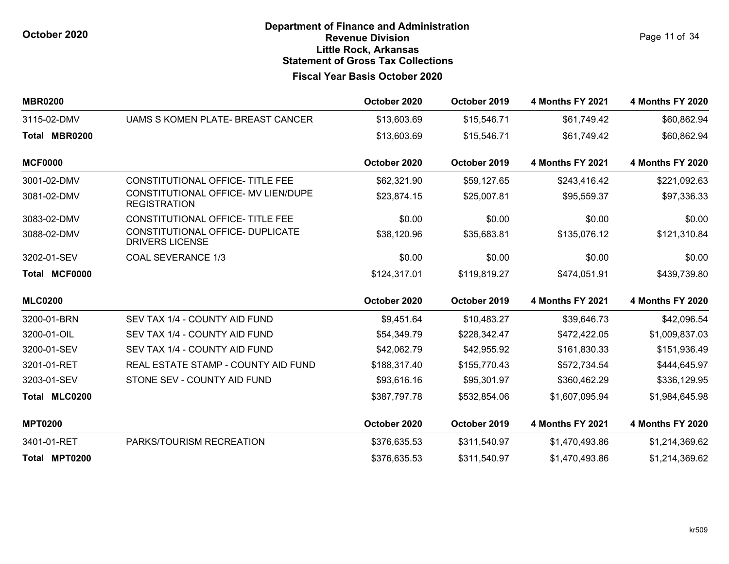# Department of Finance and Administration
## Revenue Division
## Little Rock, Arkansas
## Statement of Gross Tax Collections

October 2020

### Fiscal Year Basis October 2020

| MBR0200 | | October 2020 | October 2019 | 4 Months FY 2021 | 4 Months FY 2020 |
|---|---|---|---|---|---|
| 3115-02-DMV | UAMS S KOMEN PLATE- BREAST CANCER | $13,603.69 | $15,546.71 | $61,749.42 | $60,862.94 |
| **Total MBR0200** | | $13,603.69 | $15,546.71 | $61,749.42 | $60,862.94 |

| MCF0000 | | October 2020 | October 2019 | 4 Months FY 2021 | 4 Months FY 2020 |
|---|---|---|---|---|---|
| 3001-02-DMV | CONSTITUTIONAL OFFICE- TITLE FEE | $62,321.90 | $59,127.65 | $243,416.42 | $221,092.63 |
| 3081-02-DMV | CONSTITUTIONAL OFFICE- MV LIEN/DUPE REGISTRATION | $23,874.15 | $25,007.81 | $95,559.37 | $97,336.33 |
| 3083-02-DMV | CONSTITUTIONAL OFFICE- TITLE FEE | $0.00 | $0.00 | $0.00 | $0.00 |
| 3088-02-DMV | CONSTITUTIONAL OFFICE- DUPLICATE DRIVERS LICENSE | $38,120.96 | $35,683.81 | $135,076.12 | $121,310.84 |
| 3202-01-SEV | COAL SEVERANCE 1/3 | $0.00 | $0.00 | $0.00 | $0.00 |
| **Total MCF0000** | | $124,317.01 | $119,819.27 | $474,051.91 | $439,739.80 |

| MLC0200 | | October 2020 | October 2019 | 4 Months FY 2021 | 4 Months FY 2020 |
|---|---|---|---|---|---|
| 3200-01-BRN | SEV TAX 1/4 - COUNTY AID FUND | $9,451.64 | $10,483.27 | $39,646.73 | $42,096.54 |
| 3200-01-OIL | SEV TAX 1/4 - COUNTY AID FUND | $54,349.79 | $228,342.47 | $472,422.05 | $1,009,837.03 |
| 3200-01-SEV | SEV TAX 1/4 - COUNTY AID FUND | $42,062.79 | $42,955.92 | $161,830.33 | $151,936.49 |
| 3201-01-RET | REAL ESTATE STAMP - COUNTY AID FUND | $188,317.40 | $155,770.43 | $572,734.54 | $444,645.97 |
| 3203-01-SEV | STONE SEV - COUNTY AID FUND | $93,616.16 | $95,301.97 | $360,462.29 | $336,129.95 |
| **Total MLC0200** | | $387,797.78 | $532,854.06 | $1,607,095.94 | $1,984,645.98 |

| MPT0200 | | October 2020 | October 2019 | 4 Months FY 2021 | 4 Months FY 2020 |
|---|---|---|---|---|---|
| 3401-01-RET | PARKS/TOURISM RECREATION | $376,635.53 | $311,540.97 | $1,470,493.86 | $1,214,369.62 |
| **Total MPT0200** | | $376,635.53 | $311,540.97 | $1,470,493.86 | $1,214,369.62 |

kr509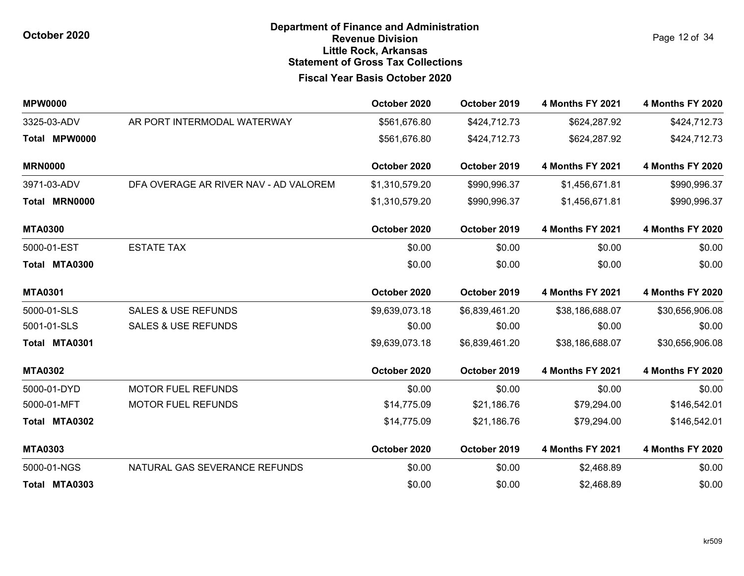# Department of Finance and Administration
## Revenue Division
## Little Rock, Arkansas
## Statement of Gross Tax Collections

### Fiscal Year Basis October 2020

October 2020

| MPW0000 | | October 2020 | October 2019 | 4 Months FY 2021 | 4 Months FY 2020 |
|---|---|---|---|---|---|
| 3325-03-ADV | AR PORT INTERMODAL WATERWAY | $561,676.80 | $424,712.73 | $624,287.92 | $424,712.73 |
| **Total MPW0000** | | $561,676.80 | $424,712.73 | $624,287.92 | $424,712.73 |

| MRN0000 | | October 2020 | October 2019 | 4 Months FY 2021 | 4 Months FY 2020 |
|---|---|---|---|---|---|
| 3971-03-ADV | DFA OVERAGE AR RIVER NAV - AD VALOREM | $1,310,579.20 | $990,996.37 | $1,456,671.81 | $990,996.37 |
| **Total MRN0000** | | $1,310,579.20 | $990,996.37 | $1,456,671.81 | $990,996.37 |

| MTA0300 | | October 2020 | October 2019 | 4 Months FY 2021 | 4 Months FY 2020 |
|---|---|---|---|---|---|
| 5000-01-EST | ESTATE TAX | $0.00 | $0.00 | $0.00 | $0.00 |
| **Total MTA0300** | | $0.00 | $0.00 | $0.00 | $0.00 |

| MTA0301 | | October 2020 | October 2019 | 4 Months FY 2021 | 4 Months FY 2020 |
|---|---|---|---|---|---|
| 5000-01-SLS | SALES & USE REFUNDS | $9,639,073.18 | $6,839,461.20 | $38,186,688.07 | $30,656,906.08 |
| 5001-01-SLS | SALES & USE REFUNDS | $0.00 | $0.00 | $0.00 | $0.00 |
| **Total MTA0301** | | $9,639,073.18 | $6,839,461.20 | $38,186,688.07 | $30,656,906.08 |

| MTA0302 | | October 2020 | October 2019 | 4 Months FY 2021 | 4 Months FY 2020 |
|---|---|---|---|---|---|
| 5000-01-DYD | MOTOR FUEL REFUNDS | $0.00 | $0.00 | $0.00 | $0.00 |
| 5000-01-MFT | MOTOR FUEL REFUNDS | $14,775.09 | $21,186.76 | $79,294.00 | $146,542.01 |
| **Total MTA0302** | | $14,775.09 | $21,186.76 | $79,294.00 | $146,542.01 |

| MTA0303 | | October 2020 | October 2019 | 4 Months FY 2021 | 4 Months FY 2020 |
|---|---|---|---|---|---|
| 5000-01-NGS | NATURAL GAS SEVERANCE REFUNDS | $0.00 | $0.00 | $2,468.89 | $0.00 |
| **Total MTA0303** | | $0.00 | $0.00 | $2,468.89 | $0.00 |

kr509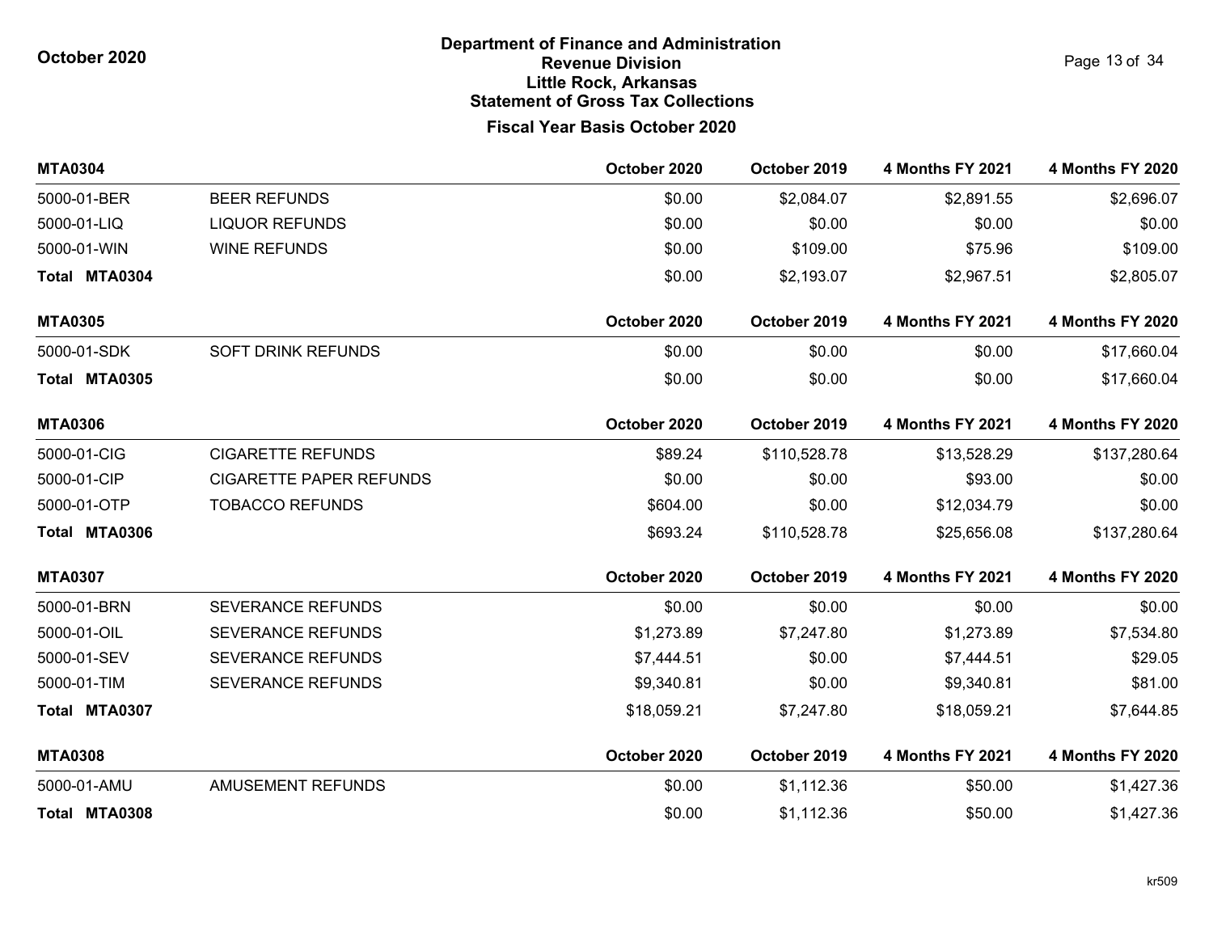**October 2020**

# Department of Finance and Administration
## Revenue Division
## Little Rock, Arkansas
## Statement of Gross Tax Collections
### Fiscal Year Basis October 2020

| MTA0304 | | October 2020 | October 2019 | 4 Months FY 2021 | 4 Months FY 2020 |
|---|---|---|---|---|---|
| 5000-01-BER | BEER REFUNDS | $0.00 | $2,084.07 | $2,891.55 | $2,696.07 |
| 5000-01-LIQ | LIQUOR REFUNDS | $0.00 | $0.00 | $0.00 | $0.00 |
| 5000-01-WIN | WINE REFUNDS | $0.00 | $109.00 | $75.96 | $109.00 |
| **Total MTA0304** | | $0.00 | $2,193.07 | $2,967.51 | $2,805.07 |

| MTA0305 | | October 2020 | October 2019 | 4 Months FY 2021 | 4 Months FY 2020 |
|---|---|---|---|---|---|
| 5000-01-SDK | SOFT DRINK REFUNDS | $0.00 | $0.00 | $0.00 | $17,660.04 |
| **Total MTA0305** | | $0.00 | $0.00 | $0.00 | $17,660.04 |

| MTA0306 | | October 2020 | October 2019 | 4 Months FY 2021 | 4 Months FY 2020 |
|---|---|---|---|---|---|
| 5000-01-CIG | CIGARETTE REFUNDS | $89.24 | $110,528.78 | $13,528.29 | $137,280.64 |
| 5000-01-CIP | CIGARETTE PAPER REFUNDS | $0.00 | $0.00 | $93.00 | $0.00 |
| 5000-01-OTP | TOBACCO REFUNDS | $604.00 | $0.00 | $12,034.79 | $0.00 |
| **Total MTA0306** | | $693.24 | $110,528.78 | $25,656.08 | $137,280.64 |

| MTA0307 | | October 2020 | October 2019 | 4 Months FY 2021 | 4 Months FY 2020 |
|---|---|---|---|---|---|
| 5000-01-BRN | SEVERANCE REFUNDS | $0.00 | $0.00 | $0.00 | $0.00 |
| 5000-01-OIL | SEVERANCE REFUNDS | $1,273.89 | $7,247.80 | $1,273.89 | $7,534.80 |
| 5000-01-SEV | SEVERANCE REFUNDS | $7,444.51 | $0.00 | $7,444.51 | $29.05 |
| 5000-01-TIM | SEVERANCE REFUNDS | $9,340.81 | $0.00 | $9,340.81 | $81.00 |
| **Total MTA0307** | | $18,059.21 | $7,247.80 | $18,059.21 | $7,644.85 |

| MTA0308 | | October 2020 | October 2019 | 4 Months FY 2021 | 4 Months FY 2020 |
|---|---|---|---|---|---|
| 5000-01-AMU | AMUSEMENT REFUNDS | $0.00 | $1,112.36 | $50.00 | $1,427.36 |
| **Total MTA0308** | | $0.00 | $1,112.36 | $50.00 | $1,427.36 |

kr509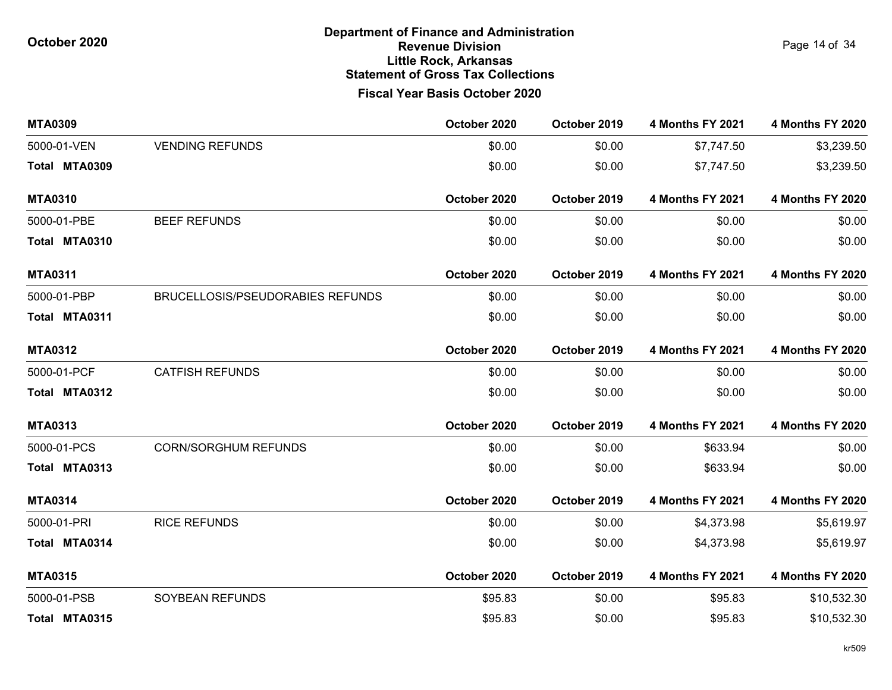**Department of Finance and Administration**
**Revenue Division**
**Little Rock, Arkansas**
**Statement of Gross Tax Collections**

**Fiscal Year Basis October 2020**

| MTA0309 | | October 2020 | October 2019 | 4 Months FY 2021 | 4 Months FY 2020 |
|---|---|---|---|---|---|
| 5000-01-VEN | VENDING REFUNDS | $0.00 | $0.00 | $7,747.50 | $3,239.50 |
| **Total MTA0309** | | $0.00 | $0.00 | $7,747.50 | $3,239.50 |

| MTA0310 | | October 2020 | October 2019 | 4 Months FY 2021 | 4 Months FY 2020 |
|---|---|---|---|---|---|
| 5000-01-PBE | BEEF REFUNDS | $0.00 | $0.00 | $0.00 | $0.00 |
| **Total MTA0310** | | $0.00 | $0.00 | $0.00 | $0.00 |

| MTA0311 | | October 2020 | October 2019 | 4 Months FY 2021 | 4 Months FY 2020 |
|---|---|---|---|---|---|
| 5000-01-PBP | BRUCELLOSIS/PSEUDORABIES REFUNDS | $0.00 | $0.00 | $0.00 | $0.00 |
| **Total MTA0311** | | $0.00 | $0.00 | $0.00 | $0.00 |

| MTA0312 | | October 2020 | October 2019 | 4 Months FY 2021 | 4 Months FY 2020 |
|---|---|---|---|---|---|
| 5000-01-PCF | CATFISH REFUNDS | $0.00 | $0.00 | $0.00 | $0.00 |
| **Total MTA0312** | | $0.00 | $0.00 | $0.00 | $0.00 |

| MTA0313 | | October 2020 | October 2019 | 4 Months FY 2021 | 4 Months FY 2020 |
|---|---|---|---|---|---|
| 5000-01-PCS | CORN/SORGHUM REFUNDS | $0.00 | $0.00 | $633.94 | $0.00 |
| **Total MTA0313** | | $0.00 | $0.00 | $633.94 | $0.00 |

| MTA0314 | | October 2020 | October 2019 | 4 Months FY 2021 | 4 Months FY 2020 |
|---|---|---|---|---|---|
| 5000-01-PRI | RICE REFUNDS | $0.00 | $0.00 | $4,373.98 | $5,619.97 |
| **Total MTA0314** | | $0.00 | $0.00 | $4,373.98 | $5,619.97 |

| MTA0315 | | October 2020 | October 2019 | 4 Months FY 2021 | 4 Months FY 2020 |
|---|---|---|---|---|---|
| 5000-01-PSB | SOYBEAN REFUNDS | $95.83 | $0.00 | $95.83 | $10,532.30 |
| **Total MTA0315** | | $95.83 | $0.00 | $95.83 | $10,532.30 |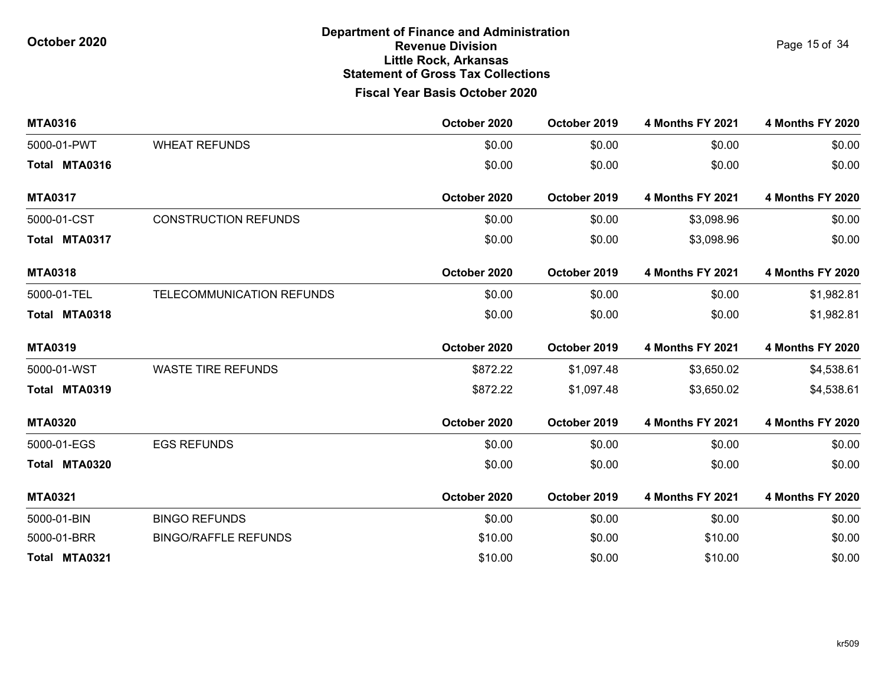# Department of Finance and Administration
## Revenue Division
## Little Rock, Arkansas
## Statement of Gross Tax Collections
### Fiscal Year Basis October 2020

October 2020

| MTA0316 | | October 2020 | October 2019 | 4 Months FY 2021 | 4 Months FY 2020 |
|---|---|---|---|---|---|
| 5000-01-PWT | WHEAT REFUNDS | $0.00 | $0.00 | $0.00 | $0.00 |
| **Total MTA0316** | | $0.00 | $0.00 | $0.00 | $0.00 |

| MTA0317 | | October 2020 | October 2019 | 4 Months FY 2021 | 4 Months FY 2020 |
|---|---|---|---|---|---|
| 5000-01-CST | CONSTRUCTION REFUNDS | $0.00 | $0.00 | $3,098.96 | $0.00 |
| **Total MTA0317** | | $0.00 | $0.00 | $3,098.96 | $0.00 |

| MTA0318 | | October 2020 | October 2019 | 4 Months FY 2021 | 4 Months FY 2020 |
|---|---|---|---|---|---|
| 5000-01-TEL | TELECOMMUNICATION REFUNDS | $0.00 | $0.00 | $0.00 | $1,982.81 |
| **Total MTA0318** | | $0.00 | $0.00 | $0.00 | $1,982.81 |

| MTA0319 | | October 2020 | October 2019 | 4 Months FY 2021 | 4 Months FY 2020 |
|---|---|---|---|---|---|
| 5000-01-WST | WASTE TIRE REFUNDS | $872.22 | $1,097.48 | $3,650.02 | $4,538.61 |
| **Total MTA0319** | | $872.22 | $1,097.48 | $3,650.02 | $4,538.61 |

| MTA0320 | | October 2020 | October 2019 | 4 Months FY 2021 | 4 Months FY 2020 |
|---|---|---|---|---|---|
| 5000-01-EGS | EGS REFUNDS | $0.00 | $0.00 | $0.00 | $0.00 |
| **Total MTA0320** | | $0.00 | $0.00 | $0.00 | $0.00 |

| MTA0321 | | October 2020 | October 2019 | 4 Months FY 2021 | 4 Months FY 2020 |
|---|---|---|---|---|---|
| 5000-01-BIN | BINGO REFUNDS | $0.00 | $0.00 | $0.00 | $0.00 |
| 5000-01-BRR | BINGO/RAFFLE REFUNDS | $10.00 | $0.00 | $10.00 | $0.00 |
| **Total MTA0321** | | $10.00 | $0.00 | $10.00 | $0.00 |

kr509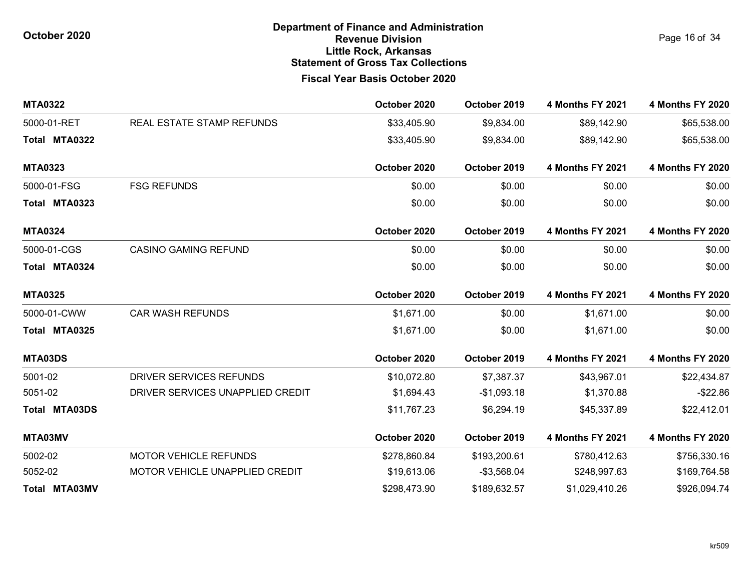# Department of Finance and Administration
## Revenue Division
## Little Rock, Arkansas
## Statement of Gross Tax Collections

**October 2020**

### Fiscal Year Basis October 2020

| MTA0322 | | October 2020 | October 2019 | 4 Months FY 2021 | 4 Months FY 2020 |
|---|---|---|---|---|---|
| 5000-01-RET | REAL ESTATE STAMP REFUNDS | $33,405.90 | $9,834.00 | $89,142.90 | $65,538.00 |
| **Total MTA0322** | | $33,405.90 | $9,834.00 | $89,142.90 | $65,538.00 |

| MTA0323 | | October 2020 | October 2019 | 4 Months FY 2021 | 4 Months FY 2020 |
|---|---|---|---|---|---|
| 5000-01-FSG | FSG REFUNDS | $0.00 | $0.00 | $0.00 | $0.00 |
| **Total MTA0323** | | $0.00 | $0.00 | $0.00 | $0.00 |

| MTA0324 | | October 2020 | October 2019 | 4 Months FY 2021 | 4 Months FY 2020 |
|---|---|---|---|---|---|
| 5000-01-CGS | CASINO GAMING REFUND | $0.00 | $0.00 | $0.00 | $0.00 |
| **Total MTA0324** | | $0.00 | $0.00 | $0.00 | $0.00 |

| MTA0325 | | October 2020 | October 2019 | 4 Months FY 2021 | 4 Months FY 2020 |
|---|---|---|---|---|---|
| 5000-01-CWW | CAR WASH REFUNDS | $1,671.00 | $0.00 | $1,671.00 | $0.00 |
| **Total MTA0325** | | $1,671.00 | $0.00 | $1,671.00 | $0.00 |

| MTA03DS | | October 2020 | October 2019 | 4 Months FY 2021 | 4 Months FY 2020 |
|---|---|---|---|---|---|
| 5001-02 | DRIVER SERVICES REFUNDS | $10,072.80 | $7,387.37 | $43,967.01 | $22,434.87 |
| 5051-02 | DRIVER SERVICES UNAPPLIED CREDIT | $1,694.43 | -$1,093.18 | $1,370.88 | -$22.86 |
| **Total MTA03DS** | | $11,767.23 | $6,294.19 | $45,337.89 | $22,412.01 |

| MTA03MV | | October 2020 | October 2019 | 4 Months FY 2021 | 4 Months FY 2020 |
|---|---|---|---|---|---|
| 5002-02 | MOTOR VEHICLE REFUNDS | $278,860.84 | $193,200.61 | $780,412.63 | $756,330.16 |
| 5052-02 | MOTOR VEHICLE UNAPPLIED CREDIT | $19,613.06 | -$3,568.04 | $248,997.63 | $169,764.58 |
| **Total MTA03MV** | | $298,473.90 | $189,632.57 | $1,029,410.26 | $926,094.74 |

kr509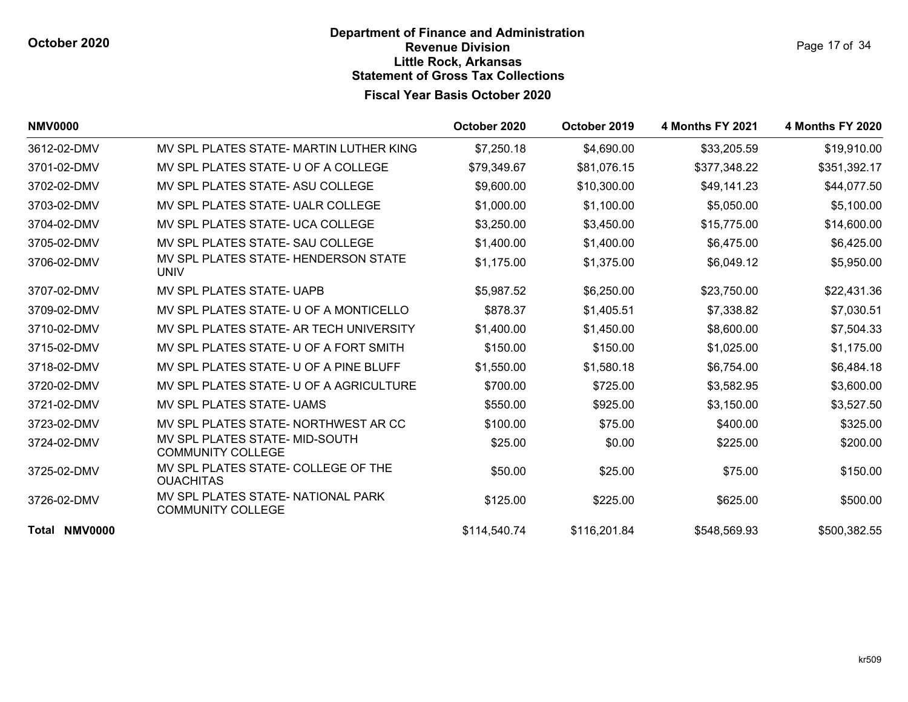October 2020

# Department of Finance and Administration
## Revenue Division
## Little Rock, Arkansas
## Statement of Gross Tax Collections

### Fiscal Year Basis October 2020

| NMV0000 | | October 2020 | October 2019 | 4 Months FY 2021 | 4 Months FY 2020 |
|---|---|---|---|---|---|
| 3612-02-DMV | MV SPL PLATES STATE- MARTIN LUTHER KING | $7,250.18 | $4,690.00 | $33,205.59 | $19,910.00 |
| 3701-02-DMV | MV SPL PLATES STATE- U OF A COLLEGE | $79,349.67 | $81,076.15 | $377,348.22 | $351,392.17 |
| 3702-02-DMV | MV SPL PLATES STATE- ASU COLLEGE | $9,600.00 | $10,300.00 | $49,141.23 | $44,077.50 |
| 3703-02-DMV | MV SPL PLATES STATE- UALR COLLEGE | $1,000.00 | $1,100.00 | $5,050.00 | $5,100.00 |
| 3704-02-DMV | MV SPL PLATES STATE- UCA COLLEGE | $3,250.00 | $3,450.00 | $15,775.00 | $14,600.00 |
| 3705-02-DMV | MV SPL PLATES STATE- SAU COLLEGE | $1,400.00 | $1,400.00 | $6,475.00 | $6,425.00 |
| 3706-02-DMV | MV SPL PLATES STATE- HENDERSON STATE UNIV | $1,175.00 | $1,375.00 | $6,049.12 | $5,950.00 |
| 3707-02-DMV | MV SPL PLATES STATE- UAPB | $5,987.52 | $6,250.00 | $23,750.00 | $22,431.36 |
| 3709-02-DMV | MV SPL PLATES STATE- U OF A MONTICELLO | $878.37 | $1,405.51 | $7,338.82 | $7,030.51 |
| 3710-02-DMV | MV SPL PLATES STATE- AR TECH UNIVERSITY | $1,400.00 | $1,450.00 | $8,600.00 | $7,504.33 |
| 3715-02-DMV | MV SPL PLATES STATE- U OF A FORT SMITH | $150.00 | $150.00 | $1,025.00 | $1,175.00 |
| 3718-02-DMV | MV SPL PLATES STATE- U OF A PINE BLUFF | $1,550.00 | $1,580.18 | $6,754.00 | $6,484.18 |
| 3720-02-DMV | MV SPL PLATES STATE- U OF A AGRICULTURE | $700.00 | $725.00 | $3,582.95 | $3,600.00 |
| 3721-02-DMV | MV SPL PLATES STATE- UAMS | $550.00 | $925.00 | $3,150.00 | $3,527.50 |
| 3723-02-DMV | MV SPL PLATES STATE- NORTHWEST AR CC | $100.00 | $75.00 | $400.00 | $325.00 |
| 3724-02-DMV | MV SPL PLATES STATE- MID-SOUTH COMMUNITY COLLEGE | $25.00 | $0.00 | $225.00 | $200.00 |
| 3725-02-DMV | MV SPL PLATES STATE- COLLEGE OF THE OUACHITAS | $50.00 | $25.00 | $75.00 | $150.00 |
| 3726-02-DMV | MV SPL PLATES STATE- NATIONAL PARK COMMUNITY COLLEGE | $125.00 | $225.00 | $625.00 | $500.00 |
| **Total NMV0000** | | $114,540.74 | $116,201.84 | $548,569.93 | $500,382.55 |

kr509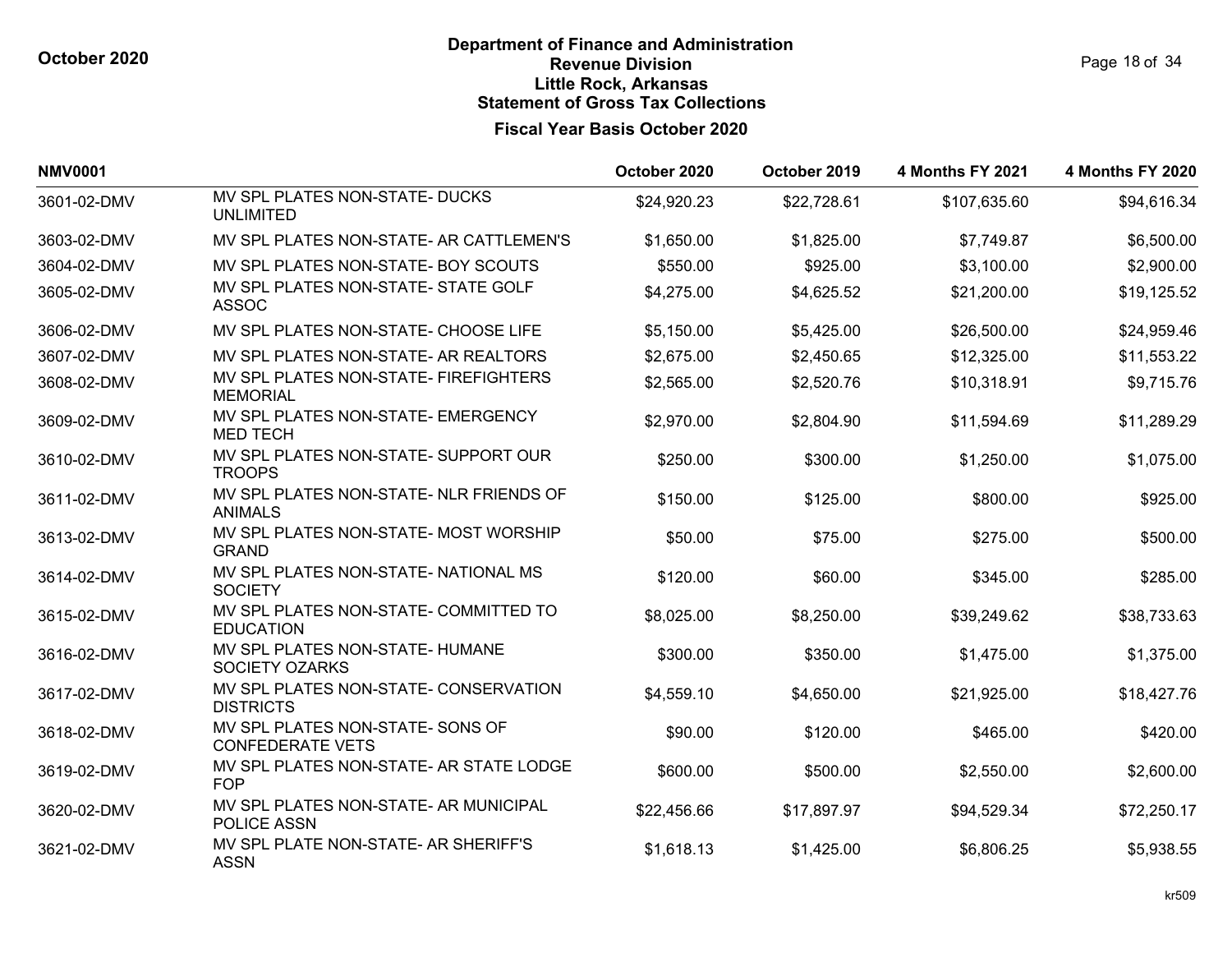October 2020

# Department of Finance and Administration
## Revenue Division
## Little Rock, Arkansas
## Statement of Gross Tax Collections
### Fiscal Year Basis October 2020

| NMV0001 | | October 2020 | October 2019 | 4 Months FY 2021 | 4 Months FY 2020 |
|---|---|---|---|---|---|
| 3601-02-DMV | MV SPL PLATES NON-STATE- DUCKS UNLIMITED | $24,920.23 | $22,728.61 | $107,635.60 | $94,616.34 |
| 3603-02-DMV | MV SPL PLATES NON-STATE- AR CATTLEMEN'S | $1,650.00 | $1,825.00 | $7,749.87 | $6,500.00 |
| 3604-02-DMV | MV SPL PLATES NON-STATE- BOY SCOUTS | $550.00 | $925.00 | $3,100.00 | $2,900.00 |
| 3605-02-DMV | MV SPL PLATES NON-STATE- STATE GOLF ASSOC | $4,275.00 | $4,625.52 | $21,200.00 | $19,125.52 |
| 3606-02-DMV | MV SPL PLATES NON-STATE- CHOOSE LIFE | $5,150.00 | $5,425.00 | $26,500.00 | $24,959.46 |
| 3607-02-DMV | MV SPL PLATES NON-STATE- AR REALTORS | $2,675.00 | $2,450.65 | $12,325.00 | $11,553.22 |
| 3608-02-DMV | MV SPL PLATES NON-STATE- FIREFIGHTERS MEMORIAL | $2,565.00 | $2,520.76 | $10,318.91 | $9,715.76 |
| 3609-02-DMV | MV SPL PLATES NON-STATE- EMERGENCY MED TECH | $2,970.00 | $2,804.90 | $11,594.69 | $11,289.29 |
| 3610-02-DMV | MV SPL PLATES NON-STATE- SUPPORT OUR TROOPS | $250.00 | $300.00 | $1,250.00 | $1,075.00 |
| 3611-02-DMV | MV SPL PLATES NON-STATE- NLR FRIENDS OF ANIMALS | $150.00 | $125.00 | $800.00 | $925.00 |
| 3613-02-DMV | MV SPL PLATES NON-STATE- MOST WORSHIP GRAND | $50.00 | $75.00 | $275.00 | $500.00 |
| 3614-02-DMV | MV SPL PLATES NON-STATE- NATIONAL MS SOCIETY | $120.00 | $60.00 | $345.00 | $285.00 |
| 3615-02-DMV | MV SPL PLATES NON-STATE- COMMITTED TO EDUCATION | $8,025.00 | $8,250.00 | $39,249.62 | $38,733.63 |
| 3616-02-DMV | MV SPL PLATES NON-STATE- HUMANE SOCIETY OZARKS | $300.00 | $350.00 | $1,475.00 | $1,375.00 |
| 3617-02-DMV | MV SPL PLATES NON-STATE- CONSERVATION DISTRICTS | $4,559.10 | $4,650.00 | $21,925.00 | $18,427.76 |
| 3618-02-DMV | MV SPL PLATES NON-STATE- SONS OF CONFEDERATE VETS | $90.00 | $120.00 | $465.00 | $420.00 |
| 3619-02-DMV | MV SPL PLATES NON-STATE- AR STATE LODGE FOP | $600.00 | $500.00 | $2,550.00 | $2,600.00 |
| 3620-02-DMV | MV SPL PLATES NON-STATE- AR MUNICIPAL POLICE ASSN | $22,456.66 | $17,897.97 | $94,529.34 | $72,250.17 |
| 3621-02-DMV | MV SPL PLATE NON-STATE- AR SHERIFF'S ASSN | $1,618.13 | $1,425.00 | $6,806.25 | $5,938.55 |

kr509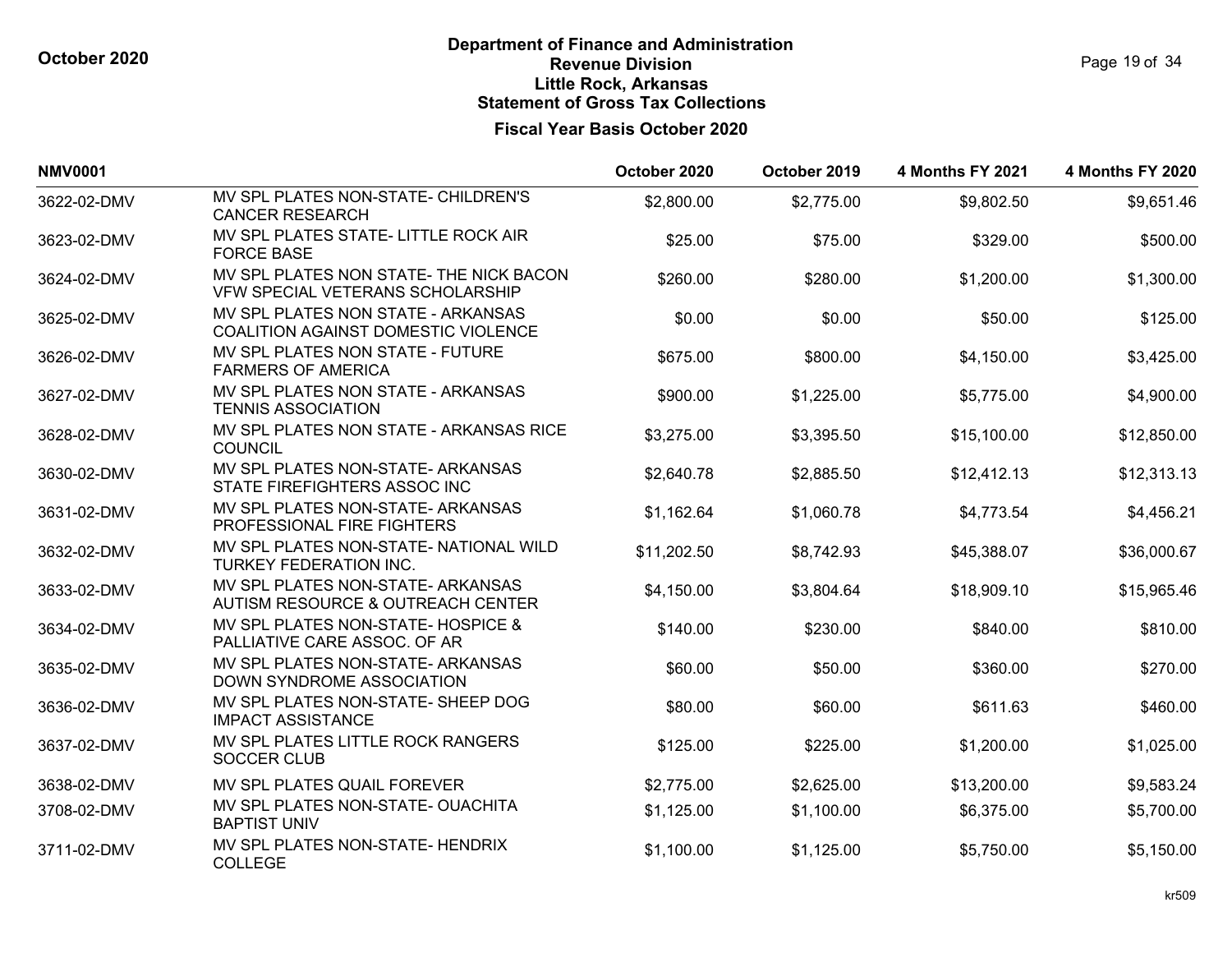**October 2020**

# Department of Finance and Administration
## Revenue Division
## Little Rock, Arkansas
## Statement of Gross Tax Collections

### Fiscal Year Basis October 2020

| NMV0001 | | October 2020 | October 2019 | 4 Months FY 2021 | 4 Months FY 2020 |
|---|---|---|---|---|---|
| 3622-02-DMV | MV SPL PLATES NON-STATE- CHILDREN'S CANCER RESEARCH | $2,800.00 | $2,775.00 | $9,802.50 | $9,651.46 |
| 3623-02-DMV | MV SPL PLATES STATE- LITTLE ROCK AIR FORCE BASE | $25.00 | $75.00 | $329.00 | $500.00 |
| 3624-02-DMV | MV SPL PLATES NON STATE- THE NICK BACON VFW SPECIAL VETERANS SCHOLARSHIP | $260.00 | $280.00 | $1,200.00 | $1,300.00 |
| 3625-02-DMV | MV SPL PLATES NON STATE - ARKANSAS COALITION AGAINST DOMESTIC VIOLENCE | $0.00 | $0.00 | $50.00 | $125.00 |
| 3626-02-DMV | MV SPL PLATES NON STATE - FUTURE FARMERS OF AMERICA | $675.00 | $800.00 | $4,150.00 | $3,425.00 |
| 3627-02-DMV | MV SPL PLATES NON STATE - ARKANSAS TENNIS ASSOCIATION | $900.00 | $1,225.00 | $5,775.00 | $4,900.00 |
| 3628-02-DMV | MV SPL PLATES NON STATE - ARKANSAS RICE COUNCIL | $3,275.00 | $3,395.50 | $15,100.00 | $12,850.00 |
| 3630-02-DMV | MV SPL PLATES NON-STATE- ARKANSAS STATE FIREFIGHTERS ASSOC INC | $2,640.78 | $2,885.50 | $12,412.13 | $12,313.13 |
| 3631-02-DMV | MV SPL PLATES NON-STATE- ARKANSAS PROFESSIONAL FIRE FIGHTERS | $1,162.64 | $1,060.78 | $4,773.54 | $4,456.21 |
| 3632-02-DMV | MV SPL PLATES NON-STATE- NATIONAL WILD TURKEY FEDERATION INC. | $11,202.50 | $8,742.93 | $45,388.07 | $36,000.67 |
| 3633-02-DMV | MV SPL PLATES NON-STATE- ARKANSAS AUTISM RESOURCE & OUTREACH CENTER | $4,150.00 | $3,804.64 | $18,909.10 | $15,965.46 |
| 3634-02-DMV | MV SPL PLATES NON-STATE- HOSPICE & PALLIATIVE CARE ASSOC. OF AR | $140.00 | $230.00 | $840.00 | $810.00 |
| 3635-02-DMV | MV SPL PLATES NON-STATE- ARKANSAS DOWN SYNDROME ASSOCIATION | $60.00 | $50.00 | $360.00 | $270.00 |
| 3636-02-DMV | MV SPL PLATES NON-STATE- SHEEP DOG IMPACT ASSISTANCE | $80.00 | $60.00 | $611.63 | $460.00 |
| 3637-02-DMV | MV SPL PLATES LITTLE ROCK RANGERS SOCCER CLUB | $125.00 | $225.00 | $1,200.00 | $1,025.00 |
| 3638-02-DMV | MV SPL PLATES QUAIL FOREVER | $2,775.00 | $2,625.00 | $13,200.00 | $9,583.24 |
| 3708-02-DMV | MV SPL PLATES NON-STATE- OUACHITA BAPTIST UNIV | $1,125.00 | $1,100.00 | $6,375.00 | $5,700.00 |
| 3711-02-DMV | MV SPL PLATES NON-STATE- HENDRIX COLLEGE | $1,100.00 | $1,125.00 | $5,750.00 | $5,150.00 |

kr509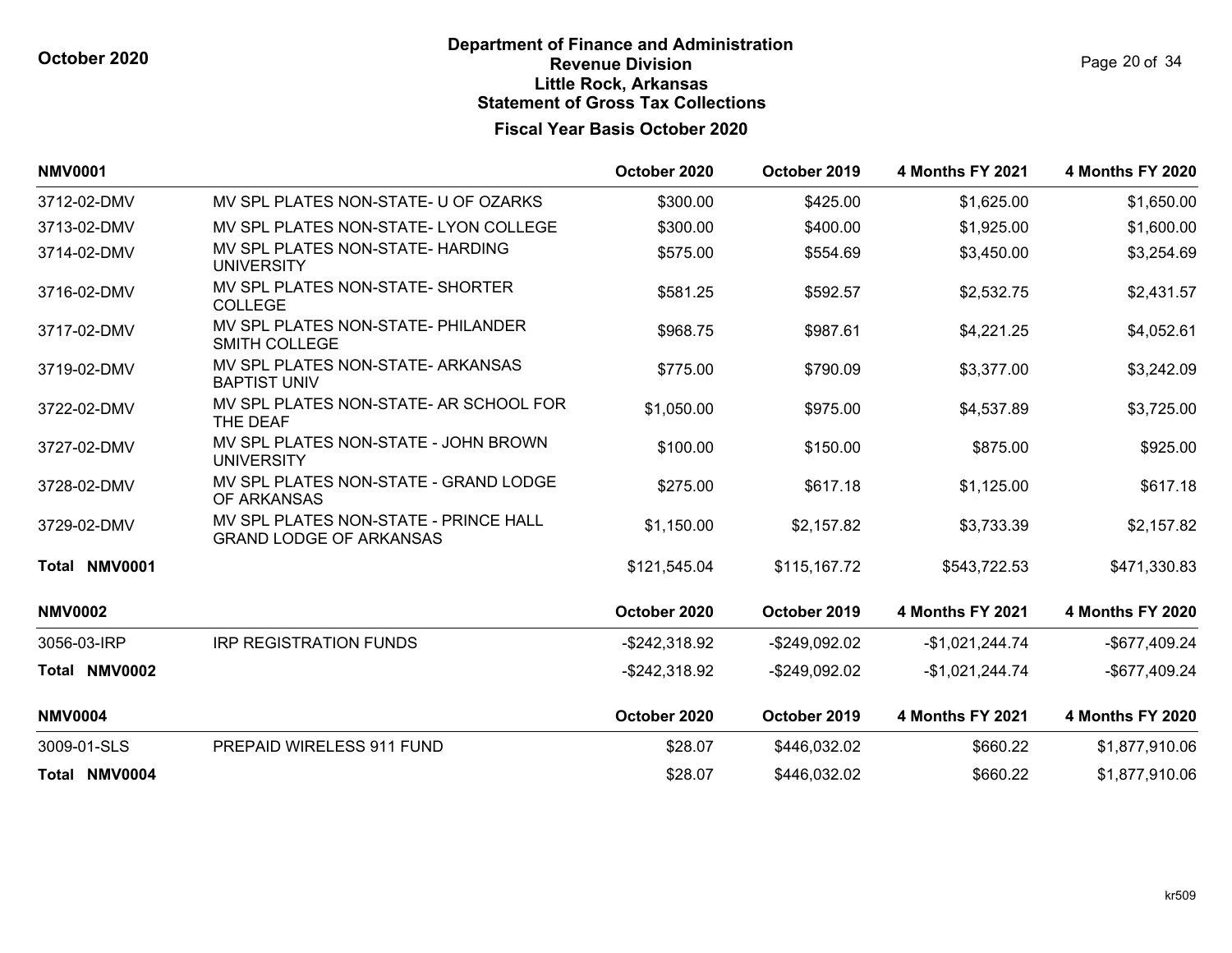# Department of Finance and Administration
## Revenue Division
## Little Rock, Arkansas
## Statement of Gross Tax Collections

**October 2020**

### Fiscal Year Basis October 2020

| NMV0001 | | October 2020 | October 2019 | 4 Months FY 2021 | 4 Months FY 2020 |
|---|---|---|---|---|---|
| 3712-02-DMV | MV SPL PLATES NON-STATE- U OF OZARKS | $300.00 | $425.00 | $1,625.00 | $1,650.00 |
| 3713-02-DMV | MV SPL PLATES NON-STATE- LYON COLLEGE | $300.00 | $400.00 | $1,925.00 | $1,600.00 |
| 3714-02-DMV | MV SPL PLATES NON-STATE- HARDING UNIVERSITY | $575.00 | $554.69 | $3,450.00 | $3,254.69 |
| 3716-02-DMV | MV SPL PLATES NON-STATE- SHORTER COLLEGE | $581.25 | $592.57 | $2,532.75 | $2,431.57 |
| 3717-02-DMV | MV SPL PLATES NON-STATE- PHILANDER SMITH COLLEGE | $968.75 | $987.61 | $4,221.25 | $4,052.61 |
| 3719-02-DMV | MV SPL PLATES NON-STATE- ARKANSAS BAPTIST UNIV | $775.00 | $790.09 | $3,377.00 | $3,242.09 |
| 3722-02-DMV | MV SPL PLATES NON-STATE- AR SCHOOL FOR THE DEAF | $1,050.00 | $975.00 | $4,537.89 | $3,725.00 |
| 3727-02-DMV | MV SPL PLATES NON-STATE - JOHN BROWN UNIVERSITY | $100.00 | $150.00 | $875.00 | $925.00 |
| 3728-02-DMV | MV SPL PLATES NON-STATE - GRAND LODGE OF ARKANSAS | $275.00 | $617.18 | $1,125.00 | $617.18 |
| 3729-02-DMV | MV SPL PLATES NON-STATE - PRINCE HALL GRAND LODGE OF ARKANSAS | $1,150.00 | $2,157.82 | $3,733.39 | $2,157.82 |
| **Total NMV0001** | | $121,545.04 | $115,167.72 | $543,722.53 | $471,330.83 |

| NMV0002 | | October 2020 | October 2019 | 4 Months FY 2021 | 4 Months FY 2020 |
|---|---|---|---|---|---|
| 3056-03-IRP | IRP REGISTRATION FUNDS | -$242,318.92 | -$249,092.02 | -$1,021,244.74 | -$677,409.24 |
| **Total NMV0002** | | -$242,318.92 | -$249,092.02 | -$1,021,244.74 | -$677,409.24 |

| NMV0004 | | October 2020 | October 2019 | 4 Months FY 2021 | 4 Months FY 2020 |
|---|---|---|---|---|---|
| 3009-01-SLS | PREPAID WIRELESS 911 FUND | $28.07 | $446,032.02 | $660.22 | $1,877,910.06 |
| **Total NMV0004** | | $28.07 | $446,032.02 | $660.22 | $1,877,910.06 |

kr509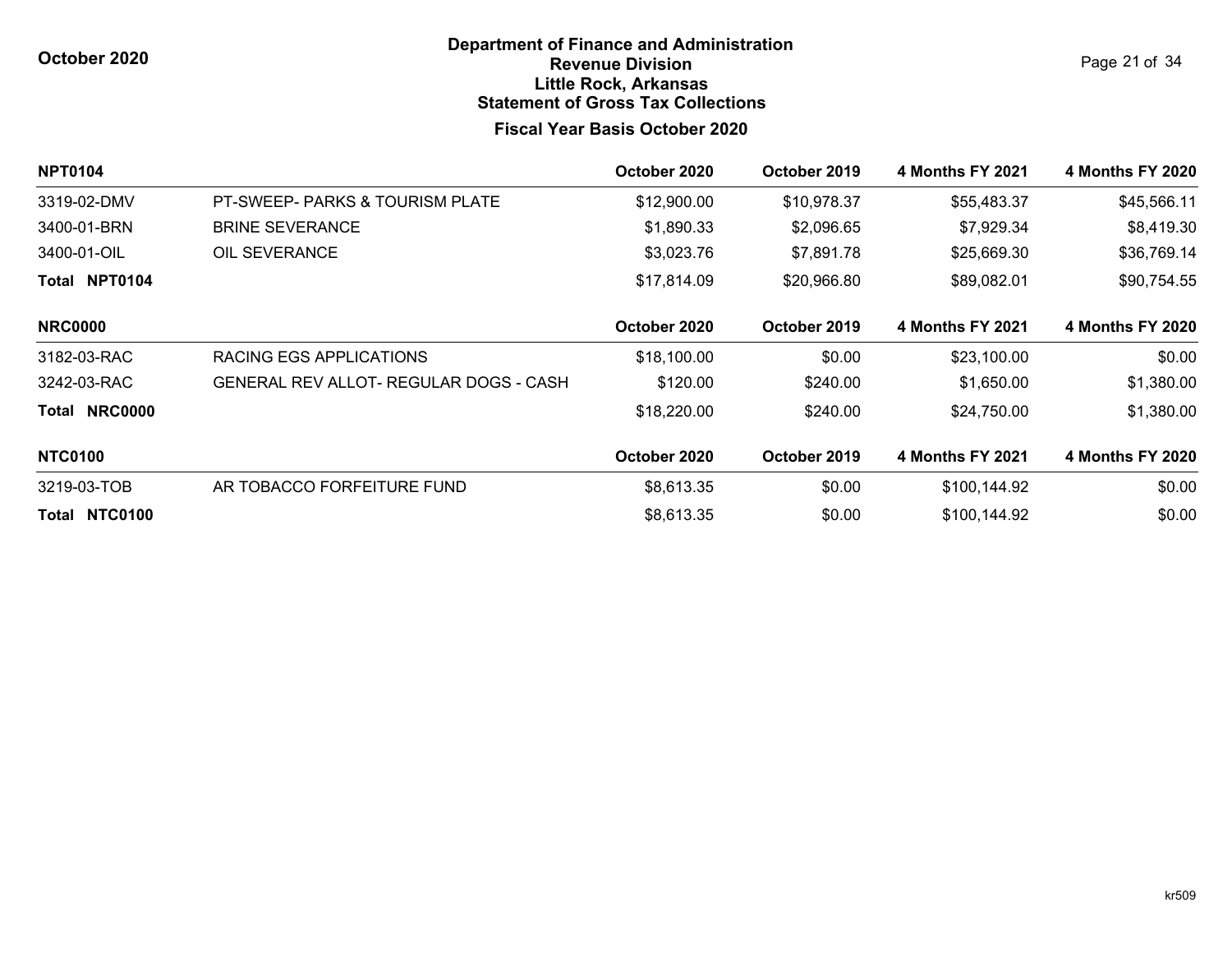October 2020

## Department of Finance and Administration
## Revenue Division
## Little Rock, Arkansas
## Statement of Gross Tax Collections

### Fiscal Year Basis October 2020

| NPT0104 | | October 2020 | October 2019 | 4 Months FY 2021 | 4 Months FY 2020 |
|---|---|---|---|---|---|
| 3319-02-DMV | PT-SWEEP- PARKS & TOURISM PLATE | $12,900.00 | $10,978.37 | $55,483.37 | $45,566.11 |
| 3400-01-BRN | BRINE SEVERANCE | $1,890.33 | $2,096.65 | $7,929.34 | $8,419.30 |
| 3400-01-OIL | OIL SEVERANCE | $3,023.76 | $7,891.78 | $25,669.30 | $36,769.14 |
| **Total NPT0104** | | $17,814.09 | $20,966.80 | $89,082.01 | $90,754.55 |

| NRC0000 | | October 2020 | October 2019 | 4 Months FY 2021 | 4 Months FY 2020 |
|---|---|---|---|---|---|
| 3182-03-RAC | RACING EGS APPLICATIONS | $18,100.00 | $0.00 | $23,100.00 | $0.00 |
| 3242-03-RAC | GENERAL REV ALLOT- REGULAR DOGS - CASH | $120.00 | $240.00 | $1,650.00 | $1,380.00 |
| **Total NRC0000** | | $18,220.00 | $240.00 | $24,750.00 | $1,380.00 |

| NTC0100 | | October 2020 | October 2019 | 4 Months FY 2021 | 4 Months FY 2020 |
|---|---|---|---|---|---|
| 3219-03-TOB | AR TOBACCO FORFEITURE FUND | $8,613.35 | $0.00 | $100,144.92 | $0.00 |
| **Total NTC0100** | | $8,613.35 | $0.00 | $100,144.92 | $0.00 |

kr509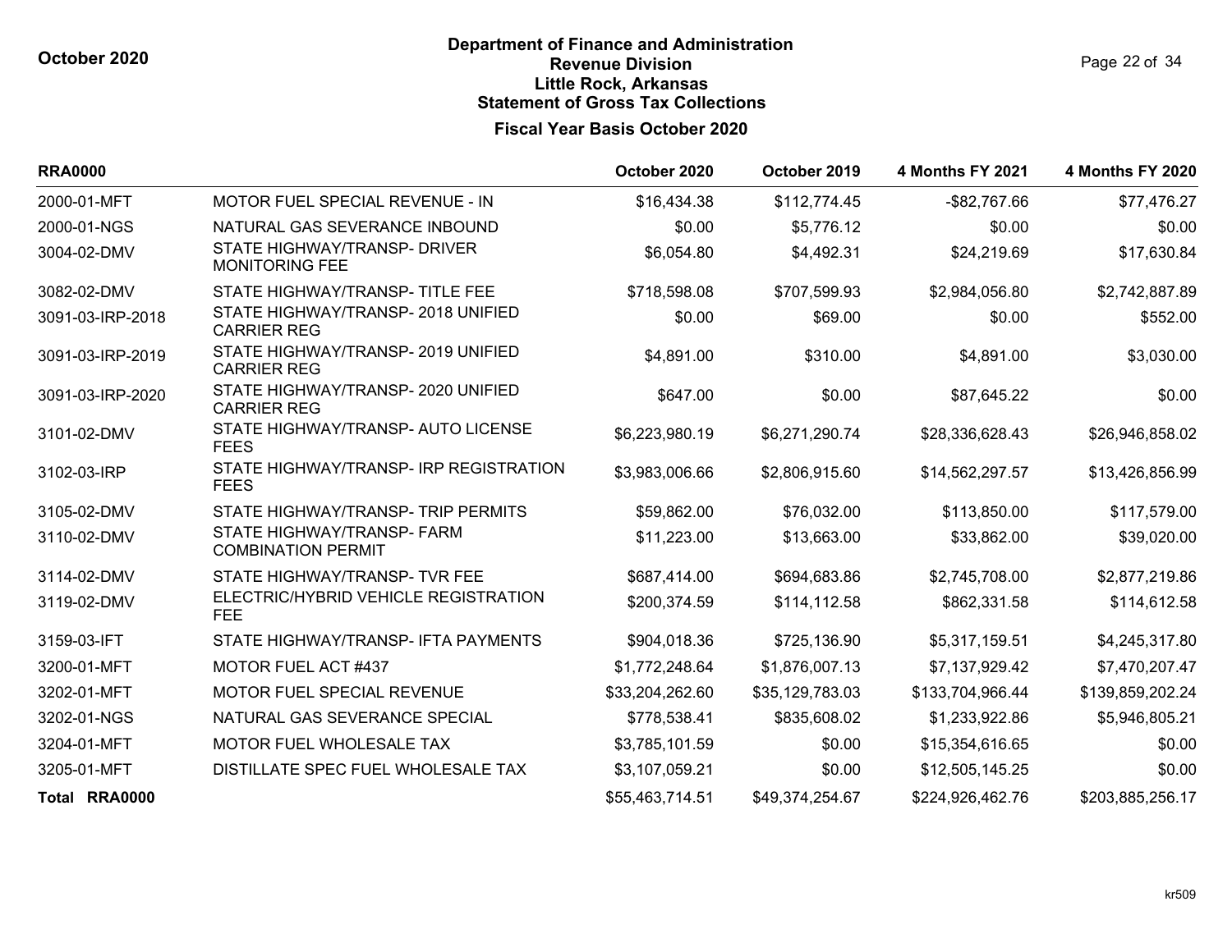**October 2020**

# Department of Finance and Administration
## Revenue Division
## Little Rock, Arkansas
## Statement of Gross Tax Collections

### Fiscal Year Basis October 2020

| RRA0000 | | October 2020 | October 2019 | 4 Months FY 2021 | 4 Months FY 2020 |
|---|---|---|---|---|---|
| 2000-01-MFT | MOTOR FUEL SPECIAL REVENUE - IN | $16,434.38 | $112,774.45 | -$82,767.66 | $77,476.27 |
| 2000-01-NGS | NATURAL GAS SEVERANCE INBOUND | $0.00 | $5,776.12 | $0.00 | $0.00 |
| 3004-02-DMV | STATE HIGHWAY/TRANSP- DRIVER MONITORING FEE | $6,054.80 | $4,492.31 | $24,219.69 | $17,630.84 |
| 3082-02-DMV | STATE HIGHWAY/TRANSP- TITLE FEE | $718,598.08 | $707,599.93 | $2,984,056.80 | $2,742,887.89 |
| 3091-03-IRP-2018 | STATE HIGHWAY/TRANSP- 2018 UNIFIED CARRIER REG | $0.00 | $69.00 | $0.00 | $552.00 |
| 3091-03-IRP-2019 | STATE HIGHWAY/TRANSP- 2019 UNIFIED CARRIER REG | $4,891.00 | $310.00 | $4,891.00 | $3,030.00 |
| 3091-03-IRP-2020 | STATE HIGHWAY/TRANSP- 2020 UNIFIED CARRIER REG | $647.00 | $0.00 | $87,645.22 | $0.00 |
| 3101-02-DMV | STATE HIGHWAY/TRANSP- AUTO LICENSE FEES | $6,223,980.19 | $6,271,290.74 | $28,336,628.43 | $26,946,858.02 |
| 3102-03-IRP | STATE HIGHWAY/TRANSP- IRP REGISTRATION FEES | $3,983,006.66 | $2,806,915.60 | $14,562,297.57 | $13,426,856.99 |
| 3105-02-DMV | STATE HIGHWAY/TRANSP- TRIP PERMITS | $59,862.00 | $76,032.00 | $113,850.00 | $117,579.00 |
| 3110-02-DMV | STATE HIGHWAY/TRANSP- FARM COMBINATION PERMIT | $11,223.00 | $13,663.00 | $33,862.00 | $39,020.00 |
| 3114-02-DMV | STATE HIGHWAY/TRANSP- TVR FEE | $687,414.00 | $694,683.86 | $2,745,708.00 | $2,877,219.86 |
| 3119-02-DMV | ELECTRIC/HYBRID VEHICLE REGISTRATION FEE | $200,374.59 | $114,112.58 | $862,331.58 | $114,612.58 |
| 3159-03-IFT | STATE HIGHWAY/TRANSP- IFTA PAYMENTS | $904,018.36 | $725,136.90 | $5,317,159.51 | $4,245,317.80 |
| 3200-01-MFT | MOTOR FUEL ACT #437 | $1,772,248.64 | $1,876,007.13 | $7,137,929.42 | $7,470,207.47 |
| 3202-01-MFT | MOTOR FUEL SPECIAL REVENUE | $33,204,262.60 | $35,129,783.03 | $133,704,966.44 | $139,859,202.24 |
| 3202-01-NGS | NATURAL GAS SEVERANCE SPECIAL | $778,538.41 | $835,608.02 | $1,233,922.86 | $5,946,805.21 |
| 3204-01-MFT | MOTOR FUEL WHOLESALE TAX | $3,785,101.59 | $0.00 | $15,354,616.65 | $0.00 |
| 3205-01-MFT | DISTILLATE SPEC FUEL WHOLESALE TAX | $3,107,059.21 | $0.00 | $12,505,145.25 | $0.00 |
| **Total RRA0000** | | $55,463,714.51 | $49,374,254.67 | $224,926,462.76 | $203,885,256.17 |

kr509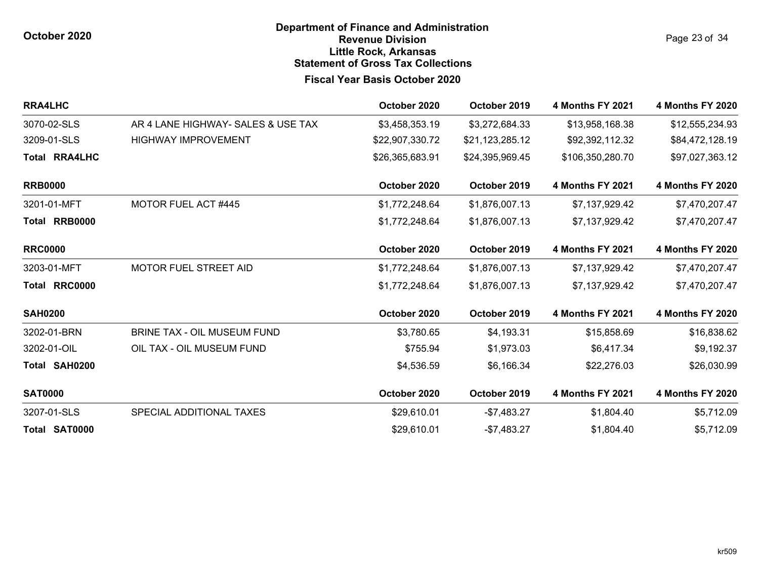**October 2020**

## Department of Finance and Administration
## Revenue Division
## Little Rock, Arkansas
## Statement of Gross Tax Collections

### Fiscal Year Basis October 2020

| RRA4LHC | | October 2020 | October 2019 | 4 Months FY 2021 | 4 Months FY 2020 |
|---|---|---|---|---|---|
| 3070-02-SLS | AR 4 LANE HIGHWAY- SALES & USE TAX | $3,458,353.19 | $3,272,684.33 | $13,958,168.38 | $12,555,234.93 |
| 3209-01-SLS | HIGHWAY IMPROVEMENT | $22,907,330.72 | $21,123,285.12 | $92,392,112.32 | $84,472,128.19 |
| **Total RRA4LHC** | | $26,365,683.91 | $24,395,969.45 | $106,350,280.70 | $97,027,363.12 |

| RRB0000 | | October 2020 | October 2019 | 4 Months FY 2021 | 4 Months FY 2020 |
|---|---|---|---|---|---|
| 3201-01-MFT | MOTOR FUEL ACT #445 | $1,772,248.64 | $1,876,007.13 | $7,137,929.42 | $7,470,207.47 |
| **Total RRB0000** | | $1,772,248.64 | $1,876,007.13 | $7,137,929.42 | $7,470,207.47 |

| RRC0000 | | October 2020 | October 2019 | 4 Months FY 2021 | 4 Months FY 2020 |
|---|---|---|---|---|---|
| 3203-01-MFT | MOTOR FUEL STREET AID | $1,772,248.64 | $1,876,007.13 | $7,137,929.42 | $7,470,207.47 |
| **Total RRC0000** | | $1,772,248.64 | $1,876,007.13 | $7,137,929.42 | $7,470,207.47 |

| SAH0200 | | October 2020 | October 2019 | 4 Months FY 2021 | 4 Months FY 2020 |
|---|---|---|---|---|---|
| 3202-01-BRN | BRINE TAX - OIL MUSEUM FUND | $3,780.65 | $4,193.31 | $15,858.69 | $16,838.62 |
| 3202-01-OIL | OIL TAX - OIL MUSEUM FUND | $755.94 | $1,973.03 | $6,417.34 | $9,192.37 |
| **Total SAH0200** | | $4,536.59 | $6,166.34 | $22,276.03 | $26,030.99 |

| SAT0000 | | October 2020 | October 2019 | 4 Months FY 2021 | 4 Months FY 2020 |
|---|---|---|---|---|---|
| 3207-01-SLS | SPECIAL ADDITIONAL TAXES | $29,610.01 | -$7,483.27 | $1,804.40 | $5,712.09 |
| **Total SAT0000** | | $29,610.01 | -$7,483.27 | $1,804.40 | $5,712.09 |

kr509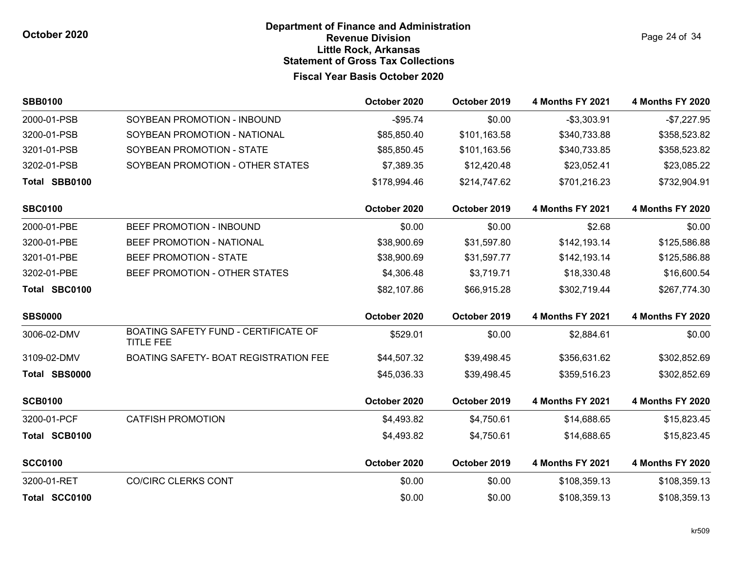# Department of Finance and Administration
## Revenue Division
## Little Rock, Arkansas
## Statement of Gross Tax Collections

October 2020

### Fiscal Year Basis October 2020

| SBB0100 | | October 2020 | October 2019 | 4 Months FY 2021 | 4 Months FY 2020 |
|---|---|---|---|---|---|
| 2000-01-PSB | SOYBEAN PROMOTION - INBOUND | -$95.74 | $0.00 | -$3,303.91 | -$7,227.95 |
| 3200-01-PSB | SOYBEAN PROMOTION - NATIONAL | $85,850.40 | $101,163.58 | $340,733.88 | $358,523.82 |
| 3201-01-PSB | SOYBEAN PROMOTION - STATE | $85,850.45 | $101,163.56 | $340,733.85 | $358,523.82 |
| 3202-01-PSB | SOYBEAN PROMOTION - OTHER STATES | $7,389.35 | $12,420.48 | $23,052.41 | $23,085.22 |
| **Total SBB0100** | | $178,994.46 | $214,747.62 | $701,216.23 | $732,904.91 |

| SBC0100 | | October 2020 | October 2019 | 4 Months FY 2021 | 4 Months FY 2020 |
|---|---|---|---|---|---|
| 2000-01-PBE | BEEF PROMOTION - INBOUND | $0.00 | $0.00 | $2.68 | $0.00 |
| 3200-01-PBE | BEEF PROMOTION - NATIONAL | $38,900.69 | $31,597.80 | $142,193.14 | $125,586.88 |
| 3201-01-PBE | BEEF PROMOTION - STATE | $38,900.69 | $31,597.77 | $142,193.14 | $125,586.88 |
| 3202-01-PBE | BEEF PROMOTION - OTHER STATES | $4,306.48 | $3,719.71 | $18,330.48 | $16,600.54 |
| **Total SBC0100** | | $82,107.86 | $66,915.28 | $302,719.44 | $267,774.30 |

| SBS0000 | | October 2020 | October 2019 | 4 Months FY 2021 | 4 Months FY 2020 |
|---|---|---|---|---|---|
| 3006-02-DMV | BOATING SAFETY FUND - CERTIFICATE OF TITLE FEE | $529.01 | $0.00 | $2,884.61 | $0.00 |
| 3109-02-DMV | BOATING SAFETY- BOAT REGISTRATION FEE | $44,507.32 | $39,498.45 | $356,631.62 | $302,852.69 |
| **Total SBS0000** | | $45,036.33 | $39,498.45 | $359,516.23 | $302,852.69 |

| SCB0100 | | October 2020 | October 2019 | 4 Months FY 2021 | 4 Months FY 2020 |
|---|---|---|---|---|---|
| 3200-01-PCF | CATFISH PROMOTION | $4,493.82 | $4,750.61 | $14,688.65 | $15,823.45 |
| **Total SCB0100** | | $4,493.82 | $4,750.61 | $14,688.65 | $15,823.45 |

| SCC0100 | | October 2020 | October 2019 | 4 Months FY 2021 | 4 Months FY 2020 |
|---|---|---|---|---|---|
| 3200-01-RET | CO/CIRC CLERKS CONT | $0.00 | $0.00 | $108,359.13 | $108,359.13 |
| **Total SCC0100** | | $0.00 | $0.00 | $108,359.13 | $108,359.13 |

kr509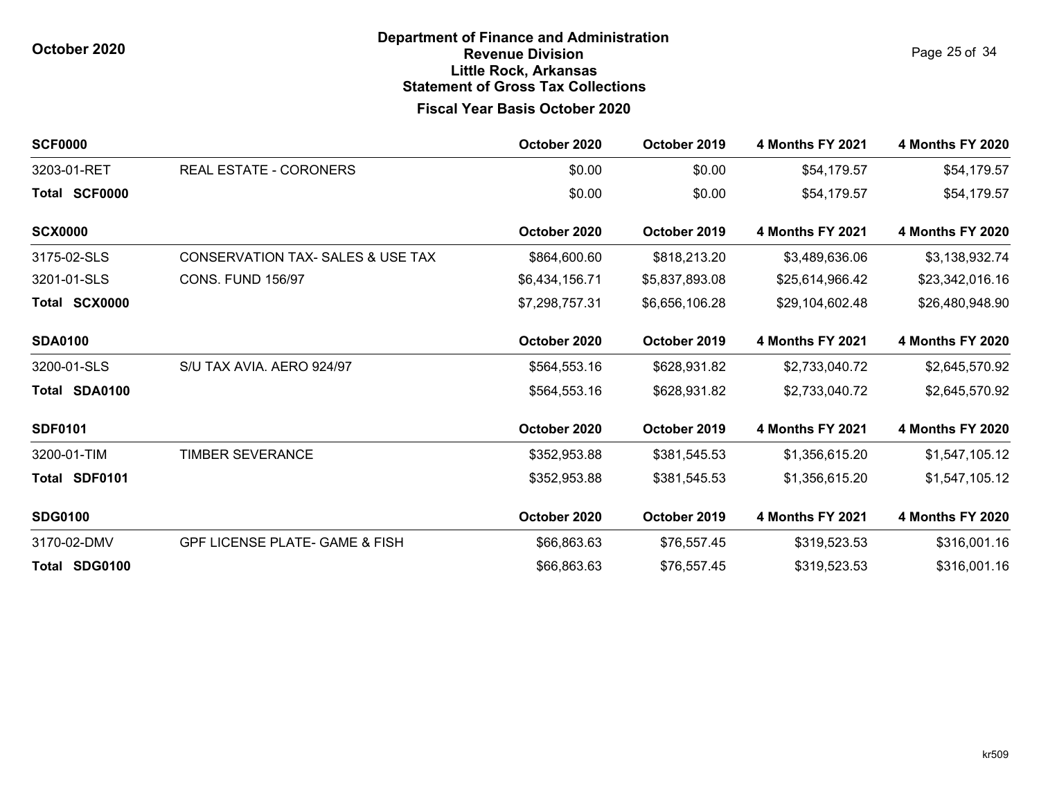# Department of Finance and Administration
## Revenue Division
## Little Rock, Arkansas
## Statement of Gross Tax Collections
### Fiscal Year Basis October 2020

October 2020

| SCF0000 | | October 2020 | October 2019 | 4 Months FY 2021 | 4 Months FY 2020 |
|---|---|---|---|---|---|
| 3203-01-RET | REAL ESTATE - CORONERS | $0.00 | $0.00 | $54,179.57 | $54,179.57 |
| **Total SCF0000** | | $0.00 | $0.00 | $54,179.57 | $54,179.57 |

| SCX0000 | | October 2020 | October 2019 | 4 Months FY 2021 | 4 Months FY 2020 |
|---|---|---|---|---|---|
| 3175-02-SLS | CONSERVATION TAX- SALES & USE TAX | $864,600.60 | $818,213.20 | $3,489,636.06 | $3,138,932.74 |
| 3201-01-SLS | CONS. FUND 156/97 | $6,434,156.71 | $5,837,893.08 | $25,614,966.42 | $23,342,016.16 |
| **Total SCX0000** | | $7,298,757.31 | $6,656,106.28 | $29,104,602.48 | $26,480,948.90 |

| SDA0100 | | October 2020 | October 2019 | 4 Months FY 2021 | 4 Months FY 2020 |
|---|---|---|---|---|---|
| 3200-01-SLS | S/U TAX AVIA. AERO 924/97 | $564,553.16 | $628,931.82 | $2,733,040.72 | $2,645,570.92 |
| **Total SDA0100** | | $564,553.16 | $628,931.82 | $2,733,040.72 | $2,645,570.92 |

| SDF0101 | | October 2020 | October 2019 | 4 Months FY 2021 | 4 Months FY 2020 |
|---|---|---|---|---|---|
| 3200-01-TIM | TIMBER SEVERANCE | $352,953.88 | $381,545.53 | $1,356,615.20 | $1,547,105.12 |
| **Total SDF0101** | | $352,953.88 | $381,545.53 | $1,356,615.20 | $1,547,105.12 |

| SDG0100 | | October 2020 | October 2019 | 4 Months FY 2021 | 4 Months FY 2020 |
|---|---|---|---|---|---|
| 3170-02-DMV | GPF LICENSE PLATE- GAME & FISH | $66,863.63 | $76,557.45 | $319,523.53 | $316,001.16 |
| **Total SDG0100** | | $66,863.63 | $76,557.45 | $319,523.53 | $316,001.16 |

kr509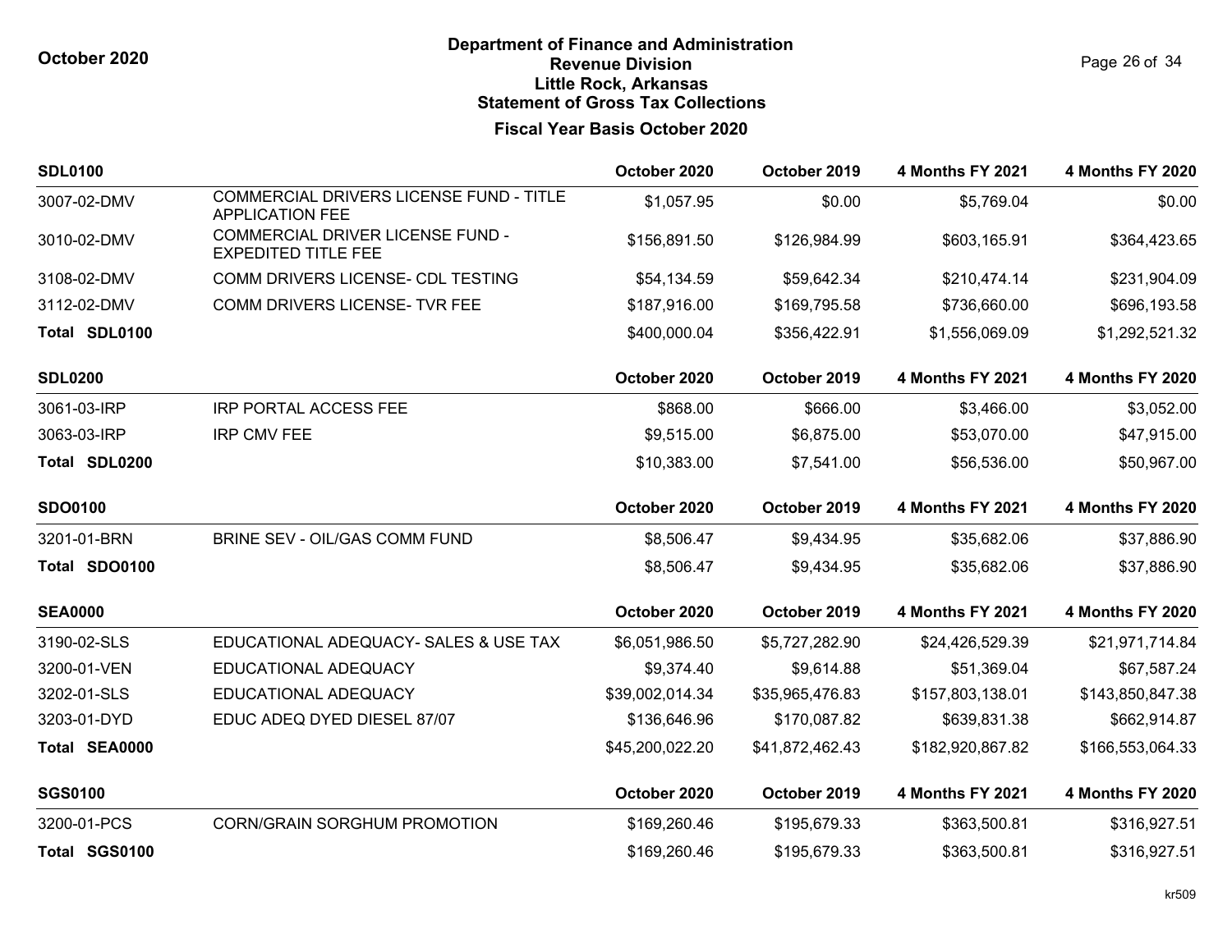**Department of Finance and Administration**
**Revenue Division**
**Little Rock, Arkansas**
**Statement of Gross Tax Collections**

**Fiscal Year Basis October 2020**

| SDL0100 | | October 2020 | October 2019 | 4 Months FY 2021 | 4 Months FY 2020 |
|---|---|---|---|---|---|
| 3007-02-DMV | COMMERCIAL DRIVERS LICENSE FUND - TITLE APPLICATION FEE | $1,057.95 | $0.00 | $5,769.04 | $0.00 |
| 3010-02-DMV | COMMERCIAL DRIVER LICENSE FUND - EXPEDITED TITLE FEE | $156,891.50 | $126,984.99 | $603,165.91 | $364,423.65 |
| 3108-02-DMV | COMM DRIVERS LICENSE- CDL TESTING | $54,134.59 | $59,642.34 | $210,474.14 | $231,904.09 |
| 3112-02-DMV | COMM DRIVERS LICENSE- TVR FEE | $187,916.00 | $169,795.58 | $736,660.00 | $696,193.58 |
| **Total SDL0100** | | $400,000.04 | $356,422.91 | $1,556,069.09 | $1,292,521.32 |

| SDL0200 | | October 2020 | October 2019 | 4 Months FY 2021 | 4 Months FY 2020 |
|---|---|---|---|---|---|
| 3061-03-IRP | IRP PORTAL ACCESS FEE | $868.00 | $666.00 | $3,466.00 | $3,052.00 |
| 3063-03-IRP | IRP CMV FEE | $9,515.00 | $6,875.00 | $53,070.00 | $47,915.00 |
| **Total SDL0200** | | $10,383.00 | $7,541.00 | $56,536.00 | $50,967.00 |

| SDO0100 | | October 2020 | October 2019 | 4 Months FY 2021 | 4 Months FY 2020 |
|---|---|---|---|---|---|
| 3201-01-BRN | BRINE SEV - OIL/GAS COMM FUND | $8,506.47 | $9,434.95 | $35,682.06 | $37,886.90 |
| **Total SDO0100** | | $8,506.47 | $9,434.95 | $35,682.06 | $37,886.90 |

| SEA0000 | | October 2020 | October 2019 | 4 Months FY 2021 | 4 Months FY 2020 |
|---|---|---|---|---|---|
| 3190-02-SLS | EDUCATIONAL ADEQUACY- SALES & USE TAX | $6,051,986.50 | $5,727,282.90 | $24,426,529.39 | $21,971,714.84 |
| 3200-01-VEN | EDUCATIONAL ADEQUACY | $9,374.40 | $9,614.88 | $51,369.04 | $67,587.24 |
| 3202-01-SLS | EDUCATIONAL ADEQUACY | $39,002,014.34 | $35,965,476.83 | $157,803,138.01 | $143,850,847.38 |
| 3203-01-DYD | EDUC ADEQ DYED DIESEL 87/07 | $136,646.96 | $170,087.82 | $639,831.38 | $662,914.87 |
| **Total SEA0000** | | $45,200,022.20 | $41,872,462.43 | $182,920,867.82 | $166,553,064.33 |

| SGS0100 | | October 2020 | October 2019 | 4 Months FY 2021 | 4 Months FY 2020 |
|---|---|---|---|---|---|
| 3200-01-PCS | CORN/GRAIN SORGHUM PROMOTION | $169,260.46 | $195,679.33 | $363,500.81 | $316,927.51 |
| **Total SGS0100** | | $169,260.46 | $195,679.33 | $363,500.81 | $316,927.51 |

kr509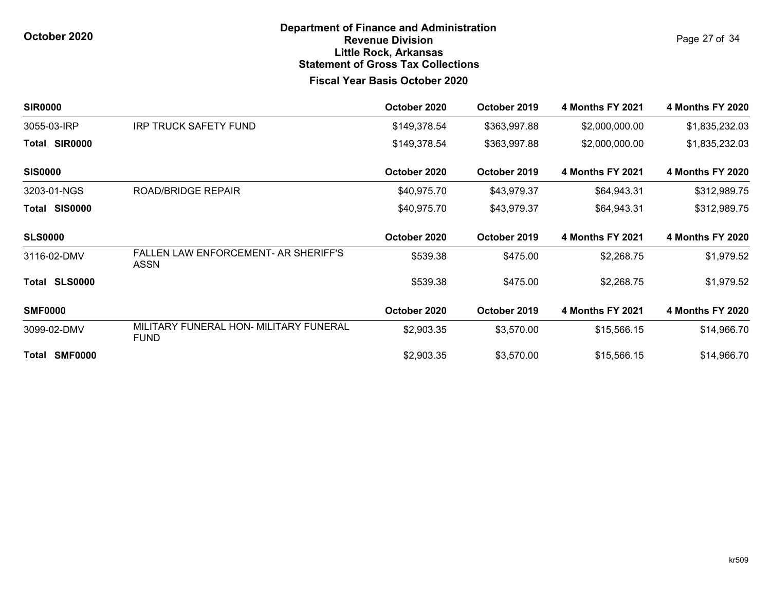# Department of Finance and Administration
## Revenue Division
## Little Rock, Arkansas
## Statement of Gross Tax Collections
### Fiscal Year Basis October 2020

October 2020

| SIR0000 | | October 2020 | October 2019 | 4 Months FY 2021 | 4 Months FY 2020 |
|---|---|---|---|---|---|
| 3055-03-IRP | IRP TRUCK SAFETY FUND | $149,378.54 | $363,997.88 | $2,000,000.00 | $1,835,232.03 |
| **Total SIR0000** | | $149,378.54 | $363,997.88 | $2,000,000.00 | $1,835,232.03 |

| SIS0000 | | October 2020 | October 2019 | 4 Months FY 2021 | 4 Months FY 2020 |
|---|---|---|---|---|---|
| 3203-01-NGS | ROAD/BRIDGE REPAIR | $40,975.70 | $43,979.37 | $64,943.31 | $312,989.75 |
| **Total SIS0000** | | $40,975.70 | $43,979.37 | $64,943.31 | $312,989.75 |

| SLS0000 | | October 2020 | October 2019 | 4 Months FY 2021 | 4 Months FY 2020 |
|---|---|---|---|---|---|
| 3116-02-DMV | FALLEN LAW ENFORCEMENT- AR SHERIFF'S ASSN | $539.38 | $475.00 | $2,268.75 | $1,979.52 |
| **Total SLS0000** | | $539.38 | $475.00 | $2,268.75 | $1,979.52 |

| SMF0000 | | October 2020 | October 2019 | 4 Months FY 2021 | 4 Months FY 2020 |
|---|---|---|---|---|---|
| 3099-02-DMV | MILITARY FUNERAL HON- MILITARY FUNERAL FUND | $2,903.35 | $3,570.00 | $15,566.15 | $14,966.70 |
| **Total SMF0000** | | $2,903.35 | $3,570.00 | $15,566.15 | $14,966.70 |

kr509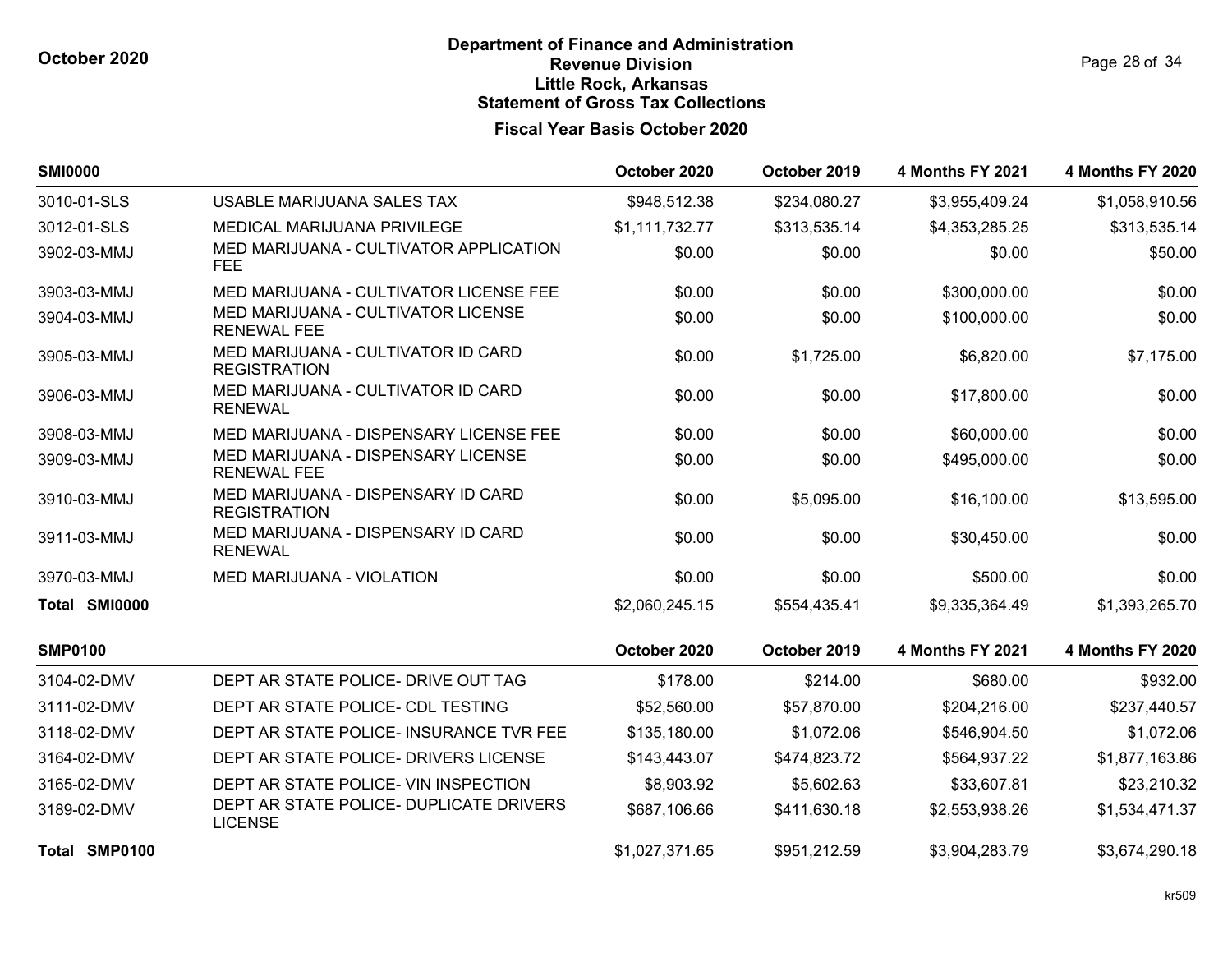# Department of Finance and Administration
## Revenue Division
## Little Rock, Arkansas
## Statement of Gross Tax Collections

October 2020

### Fiscal Year Basis October 2020

| SMI0000 | | October 2020 | October 2019 | 4 Months FY 2021 | 4 Months FY 2020 |
|---|---|---|---|---|---|
| 3010-01-SLS | USABLE MARIJUANA SALES TAX | $948,512.38 | $234,080.27 | $3,955,409.24 | $1,058,910.56 |
| 3012-01-SLS | MEDICAL MARIJUANA PRIVILEGE | $1,111,732.77 | $313,535.14 | $4,353,285.25 | $313,535.14 |
| 3902-03-MMJ | MED MARIJUANA - CULTIVATOR APPLICATION FEE | $0.00 | $0.00 | $0.00 | $50.00 |
| 3903-03-MMJ | MED MARIJUANA - CULTIVATOR LICENSE FEE | $0.00 | $0.00 | $300,000.00 | $0.00 |
| 3904-03-MMJ | MED MARIJUANA - CULTIVATOR LICENSE RENEWAL FEE | $0.00 | $0.00 | $100,000.00 | $0.00 |
| 3905-03-MMJ | MED MARIJUANA - CULTIVATOR ID CARD REGISTRATION | $0.00 | $1,725.00 | $6,820.00 | $7,175.00 |
| 3906-03-MMJ | MED MARIJUANA - CULTIVATOR ID CARD RENEWAL | $0.00 | $0.00 | $17,800.00 | $0.00 |
| 3908-03-MMJ | MED MARIJUANA - DISPENSARY LICENSE FEE | $0.00 | $0.00 | $60,000.00 | $0.00 |
| 3909-03-MMJ | MED MARIJUANA - DISPENSARY LICENSE RENEWAL FEE | $0.00 | $0.00 | $495,000.00 | $0.00 |
| 3910-03-MMJ | MED MARIJUANA - DISPENSARY ID CARD REGISTRATION | $0.00 | $5,095.00 | $16,100.00 | $13,595.00 |
| 3911-03-MMJ | MED MARIJUANA - DISPENSARY ID CARD RENEWAL | $0.00 | $0.00 | $30,450.00 | $0.00 |
| 3970-03-MMJ | MED MARIJUANA - VIOLATION | $0.00 | $0.00 | $500.00 | $0.00 |
| **Total SMI0000** | | $2,060,245.15 | $554,435.41 | $9,335,364.49 | $1,393,265.70 |

| SMP0100 | | October 2020 | October 2019 | 4 Months FY 2021 | 4 Months FY 2020 |
|---|---|---|---|---|---|
| 3104-02-DMV | DEPT AR STATE POLICE- DRIVE OUT TAG | $178.00 | $214.00 | $680.00 | $932.00 |
| 3111-02-DMV | DEPT AR STATE POLICE- CDL TESTING | $52,560.00 | $57,870.00 | $204,216.00 | $237,440.57 |
| 3118-02-DMV | DEPT AR STATE POLICE- INSURANCE TVR FEE | $135,180.00 | $1,072.06 | $546,904.50 | $1,072.06 |
| 3164-02-DMV | DEPT AR STATE POLICE- DRIVERS LICENSE | $143,443.07 | $474,823.72 | $564,937.22 | $1,877,163.86 |
| 3165-02-DMV | DEPT AR STATE POLICE- VIN INSPECTION | $8,903.92 | $5,602.63 | $33,607.81 | $23,210.32 |
| 3189-02-DMV | DEPT AR STATE POLICE- DUPLICATE DRIVERS LICENSE | $687,106.66 | $411,630.18 | $2,553,938.26 | $1,534,471.37 |
| **Total SMP0100** | | $1,027,371.65 | $951,212.59 | $3,904,283.79 | $3,674,290.18 |

kr509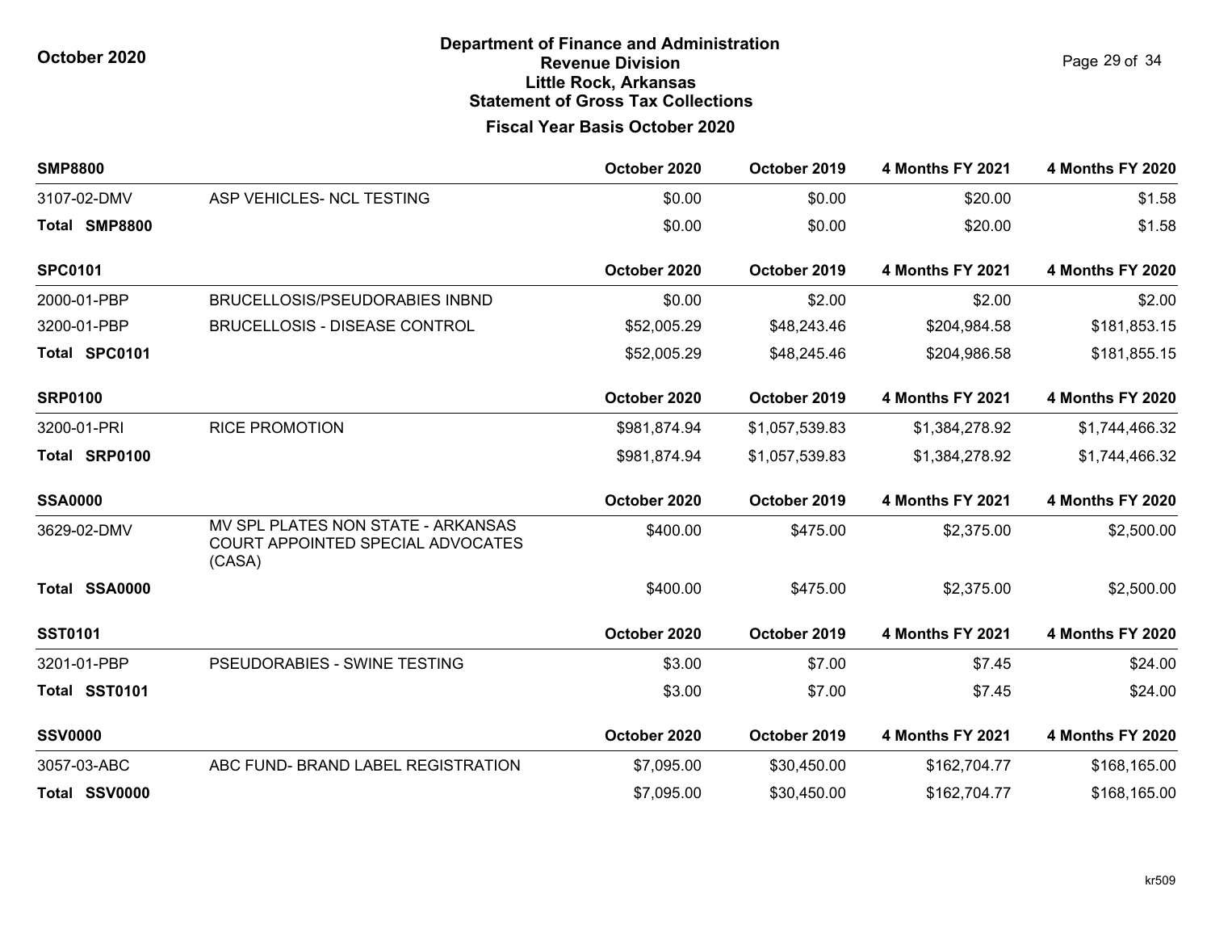# Department of Finance and Administration
## Revenue Division
## Little Rock, Arkansas
## Statement of Gross Tax Collections

October 2020

### Fiscal Year Basis October 2020

| SMP8800 | | October 2020 | October 2019 | 4 Months FY 2021 | 4 Months FY 2020 |
|---|---|---|---|---|---|
| 3107-02-DMV | ASP VEHICLES- NCL TESTING | $0.00 | $0.00 | $20.00 | $1.58 |
| **Total SMP8800** | | $0.00 | $0.00 | $20.00 | $1.58 |

| SPC0101 | | October 2020 | October 2019 | 4 Months FY 2021 | 4 Months FY 2020 |
|---|---|---|---|---|---|
| 2000-01-PBP | BRUCELLOSIS/PSEUDORABIES INBND | $0.00 | $2.00 | $2.00 | $2.00 |
| 3200-01-PBP | BRUCELLOSIS - DISEASE CONTROL | $52,005.29 | $48,243.46 | $204,984.58 | $181,853.15 |
| **Total SPC0101** | | $52,005.29 | $48,245.46 | $204,986.58 | $181,855.15 |

| SRP0100 | | October 2020 | October 2019 | 4 Months FY 2021 | 4 Months FY 2020 |
|---|---|---|---|---|---|
| 3200-01-PRI | RICE PROMOTION | $981,874.94 | $1,057,539.83 | $1,384,278.92 | $1,744,466.32 |
| **Total SRP0100** | | $981,874.94 | $1,057,539.83 | $1,384,278.92 | $1,744,466.32 |

| SSA0000 | | October 2020 | October 2019 | 4 Months FY 2021 | 4 Months FY 2020 |
|---|---|---|---|---|---|
| 3629-02-DMV | MV SPL PLATES NON STATE - ARKANSAS COURT APPOINTED SPECIAL ADVOCATES (CASA) | $400.00 | $475.00 | $2,375.00 | $2,500.00 |
| **Total SSA0000** | | $400.00 | $475.00 | $2,375.00 | $2,500.00 |

| SST0101 | | October 2020 | October 2019 | 4 Months FY 2021 | 4 Months FY 2020 |
|---|---|---|---|---|---|
| 3201-01-PBP | PSEUDORABIES - SWINE TESTING | $3.00 | $7.00 | $7.45 | $24.00 |
| **Total SST0101** | | $3.00 | $7.00 | $7.45 | $24.00 |

| SSV0000 | | October 2020 | October 2019 | 4 Months FY 2021 | 4 Months FY 2020 |
|---|---|---|---|---|---|
| 3057-03-ABC | ABC FUND- BRAND LABEL REGISTRATION | $7,095.00 | $30,450.00 | $162,704.77 | $168,165.00 |
| **Total SSV0000** | | $7,095.00 | $30,450.00 | $162,704.77 | $168,165.00 |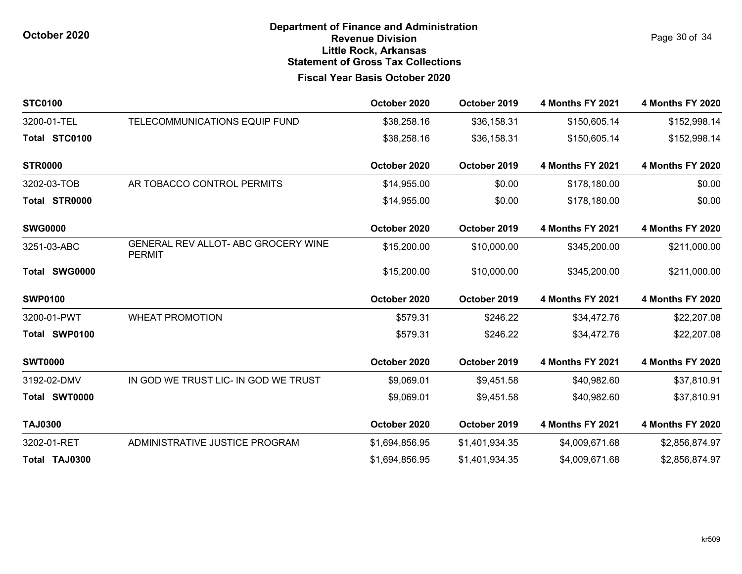**Department of Finance and Administration**
**Revenue Division**
**Little Rock, Arkansas**
**Statement of Gross Tax Collections**

**Fiscal Year Basis October 2020**

| STC0100 | | October 2020 | October 2019 | 4 Months FY 2021 | 4 Months FY 2020 |
|---|---|---|---|---|---|
| 3200-01-TEL | TELECOMMUNICATIONS EQUIP FUND | $38,258.16 | $36,158.31 | $150,605.14 | $152,998.14 |
| **Total STC0100** | | $38,258.16 | $36,158.31 | $150,605.14 | $152,998.14 |

| STR0000 | | October 2020 | October 2019 | 4 Months FY 2021 | 4 Months FY 2020 |
|---|---|---|---|---|---|
| 3202-03-TOB | AR TOBACCO CONTROL PERMITS | $14,955.00 | $0.00 | $178,180.00 | $0.00 |
| **Total STR0000** | | $14,955.00 | $0.00 | $178,180.00 | $0.00 |

| SWG0000 | | October 2020 | October 2019 | 4 Months FY 2021 | 4 Months FY 2020 |
|---|---|---|---|---|---|
| 3251-03-ABC | GENERAL REV ALLOT- ABC GROCERY WINE PERMIT | $15,200.00 | $10,000.00 | $345,200.00 | $211,000.00 |
| **Total SWG0000** | | $15,200.00 | $10,000.00 | $345,200.00 | $211,000.00 |

| SWP0100 | | October 2020 | October 2019 | 4 Months FY 2021 | 4 Months FY 2020 |
|---|---|---|---|---|---|
| 3200-01-PWT | WHEAT PROMOTION | $579.31 | $246.22 | $34,472.76 | $22,207.08 |
| **Total SWP0100** | | $579.31 | $246.22 | $34,472.76 | $22,207.08 |

| SWT0000 | | October 2020 | October 2019 | 4 Months FY 2021 | 4 Months FY 2020 |
|---|---|---|---|---|---|
| 3192-02-DMV | IN GOD WE TRUST LIC- IN GOD WE TRUST | $9,069.01 | $9,451.58 | $40,982.60 | $37,810.91 |
| **Total SWT0000** | | $9,069.01 | $9,451.58 | $40,982.60 | $37,810.91 |

| TAJ0300 | | October 2020 | October 2019 | 4 Months FY 2021 | 4 Months FY 2020 |
|---|---|---|---|---|---|
| 3202-01-RET | ADMINISTRATIVE JUSTICE PROGRAM | $1,694,856.95 | $1,401,934.35 | $4,009,671.68 | $2,856,874.97 |
| **Total TAJ0300** | | $1,694,856.95 | $1,401,934.35 | $4,009,671.68 | $2,856,874.97 |

kr509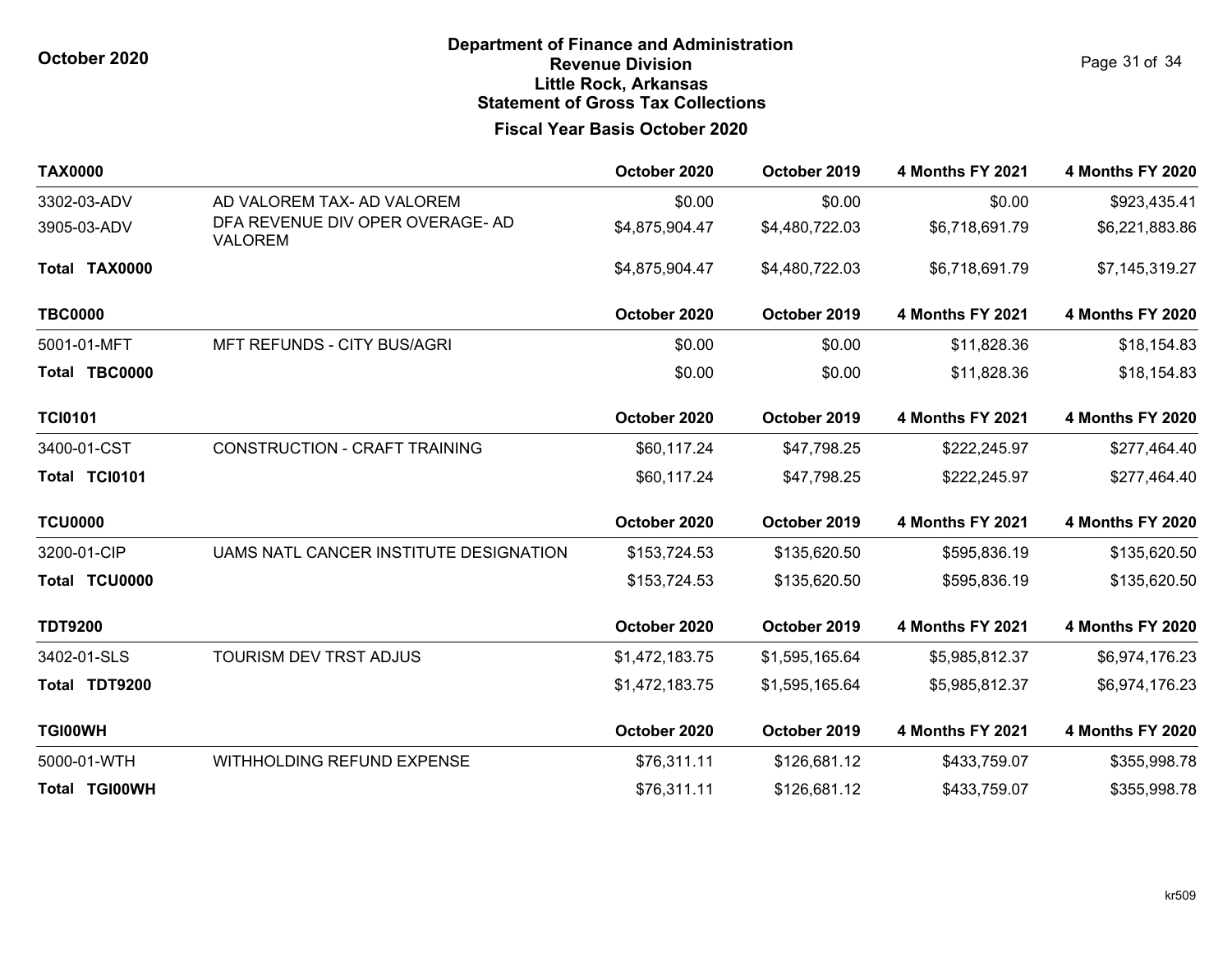# Department of Finance and Administration
## Revenue Division
## Little Rock, Arkansas
## Statement of Gross Tax Collections

October 2020

### Fiscal Year Basis October 2020

| TAX0000 | | October 2020 | October 2019 | 4 Months FY 2021 | 4 Months FY 2020 |
|---|---|---|---|---|---|
| 3302-03-ADV | AD VALOREM TAX- AD VALOREM | $0.00 | $0.00 | $0.00 | $923,435.41 |
| 3905-03-ADV | DFA REVENUE DIV OPER OVERAGE- AD VALOREM | $4,875,904.47 | $4,480,722.03 | $6,718,691.79 | $6,221,883.86 |
| **Total TAX0000** | | $4,875,904.47 | $4,480,722.03 | $6,718,691.79 | $7,145,319.27 |

| TBC0000 | | October 2020 | October 2019 | 4 Months FY 2021 | 4 Months FY 2020 |
|---|---|---|---|---|---|
| 5001-01-MFT | MFT REFUNDS - CITY BUS/AGRI | $0.00 | $0.00 | $11,828.36 | $18,154.83 |
| **Total TBC0000** | | $0.00 | $0.00 | $11,828.36 | $18,154.83 |

| TCI0101 | | October 2020 | October 2019 | 4 Months FY 2021 | 4 Months FY 2020 |
|---|---|---|---|---|---|
| 3400-01-CST | CONSTRUCTION - CRAFT TRAINING | $60,117.24 | $47,798.25 | $222,245.97 | $277,464.40 |
| **Total TCI0101** | | $60,117.24 | $47,798.25 | $222,245.97 | $277,464.40 |

| TCU0000 | | October 2020 | October 2019 | 4 Months FY 2021 | 4 Months FY 2020 |
|---|---|---|---|---|---|
| 3200-01-CIP | UAMS NATL CANCER INSTITUTE DESIGNATION | $153,724.53 | $135,620.50 | $595,836.19 | $135,620.50 |
| **Total TCU0000** | | $153,724.53 | $135,620.50 | $595,836.19 | $135,620.50 |

| TDT9200 | | October 2020 | October 2019 | 4 Months FY 2021 | 4 Months FY 2020 |
|---|---|---|---|---|---|
| 3402-01-SLS | TOURISM DEV TRST ADJUS | $1,472,183.75 | $1,595,165.64 | $5,985,812.37 | $6,974,176.23 |
| **Total TDT9200** | | $1,472,183.75 | $1,595,165.64 | $5,985,812.37 | $6,974,176.23 |

| TGI00WH | | October 2020 | October 2019 | 4 Months FY 2021 | 4 Months FY 2020 |
|---|---|---|---|---|---|
| 5000-01-WTH | WITHHOLDING REFUND EXPENSE | $76,311.11 | $126,681.12 | $433,759.07 | $355,998.78 |
| **Total TGI00WH** | | $76,311.11 | $126,681.12 | $433,759.07 | $355,998.78 |

kr509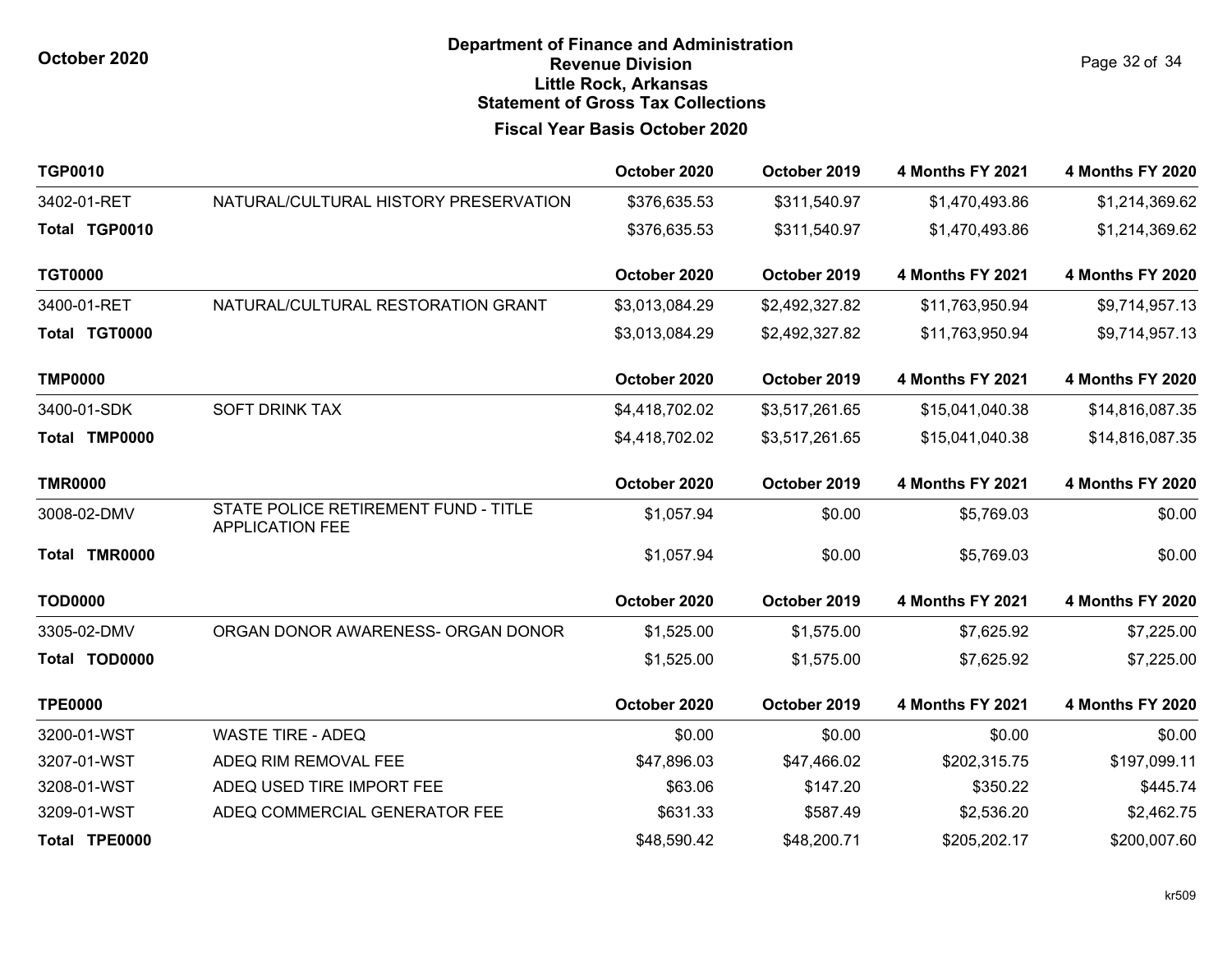**Department of Finance and Administration**
**Revenue Division**
**Little Rock, Arkansas**
**Statement of Gross Tax Collections**

**Fiscal Year Basis October 2020**

| TGP0010 | | October 2020 | October 2019 | 4 Months FY 2021 | 4 Months FY 2020 |
|---|---|---|---|---|---|
| 3402-01-RET | NATURAL/CULTURAL HISTORY PRESERVATION | $376,635.53 | $311,540.97 | $1,470,493.86 | $1,214,369.62 |
| **Total TGP0010** | | $376,635.53 | $311,540.97 | $1,470,493.86 | $1,214,369.62 |

| TGT0000 | | October 2020 | October 2019 | 4 Months FY 2021 | 4 Months FY 2020 |
|---|---|---|---|---|---|
| 3400-01-RET | NATURAL/CULTURAL RESTORATION GRANT | $3,013,084.29 | $2,492,327.82 | $11,763,950.94 | $9,714,957.13 |
| **Total TGT0000** | | $3,013,084.29 | $2,492,327.82 | $11,763,950.94 | $9,714,957.13 |

| TMP0000 | | October 2020 | October 2019 | 4 Months FY 2021 | 4 Months FY 2020 |
|---|---|---|---|---|---|
| 3400-01-SDK | SOFT DRINK TAX | $4,418,702.02 | $3,517,261.65 | $15,041,040.38 | $14,816,087.35 |
| **Total TMP0000** | | $4,418,702.02 | $3,517,261.65 | $15,041,040.38 | $14,816,087.35 |

| TMR0000 | | October 2020 | October 2019 | 4 Months FY 2021 | 4 Months FY 2020 |
|---|---|---|---|---|---|
| 3008-02-DMV | STATE POLICE RETIREMENT FUND - TITLE APPLICATION FEE | $1,057.94 | $0.00 | $5,769.03 | $0.00 |
| **Total TMR0000** | | $1,057.94 | $0.00 | $5,769.03 | $0.00 |

| TOD0000 | | October 2020 | October 2019 | 4 Months FY 2021 | 4 Months FY 2020 |
|---|---|---|---|---|---|
| 3305-02-DMV | ORGAN DONOR AWARENESS- ORGAN DONOR | $1,525.00 | $1,575.00 | $7,625.92 | $7,225.00 |
| **Total TOD0000** | | $1,525.00 | $1,575.00 | $7,625.92 | $7,225.00 |

| TPE0000 | | October 2020 | October 2019 | 4 Months FY 2021 | 4 Months FY 2020 |
|---|---|---|---|---|---|
| 3200-01-WST | WASTE TIRE - ADEQ | $0.00 | $0.00 | $0.00 | $0.00 |
| 3207-01-WST | ADEQ RIM REMOVAL FEE | $47,896.03 | $47,466.02 | $202,315.75 | $197,099.11 |
| 3208-01-WST | ADEQ USED TIRE IMPORT FEE | $63.06 | $147.20 | $350.22 | $445.74 |
| 3209-01-WST | ADEQ COMMERCIAL GENERATOR FEE | $631.33 | $587.49 | $2,536.20 | $2,462.75 |
| **Total TPE0000** | | $48,590.42 | $48,200.71 | $205,202.17 | $200,007.60 |

kr509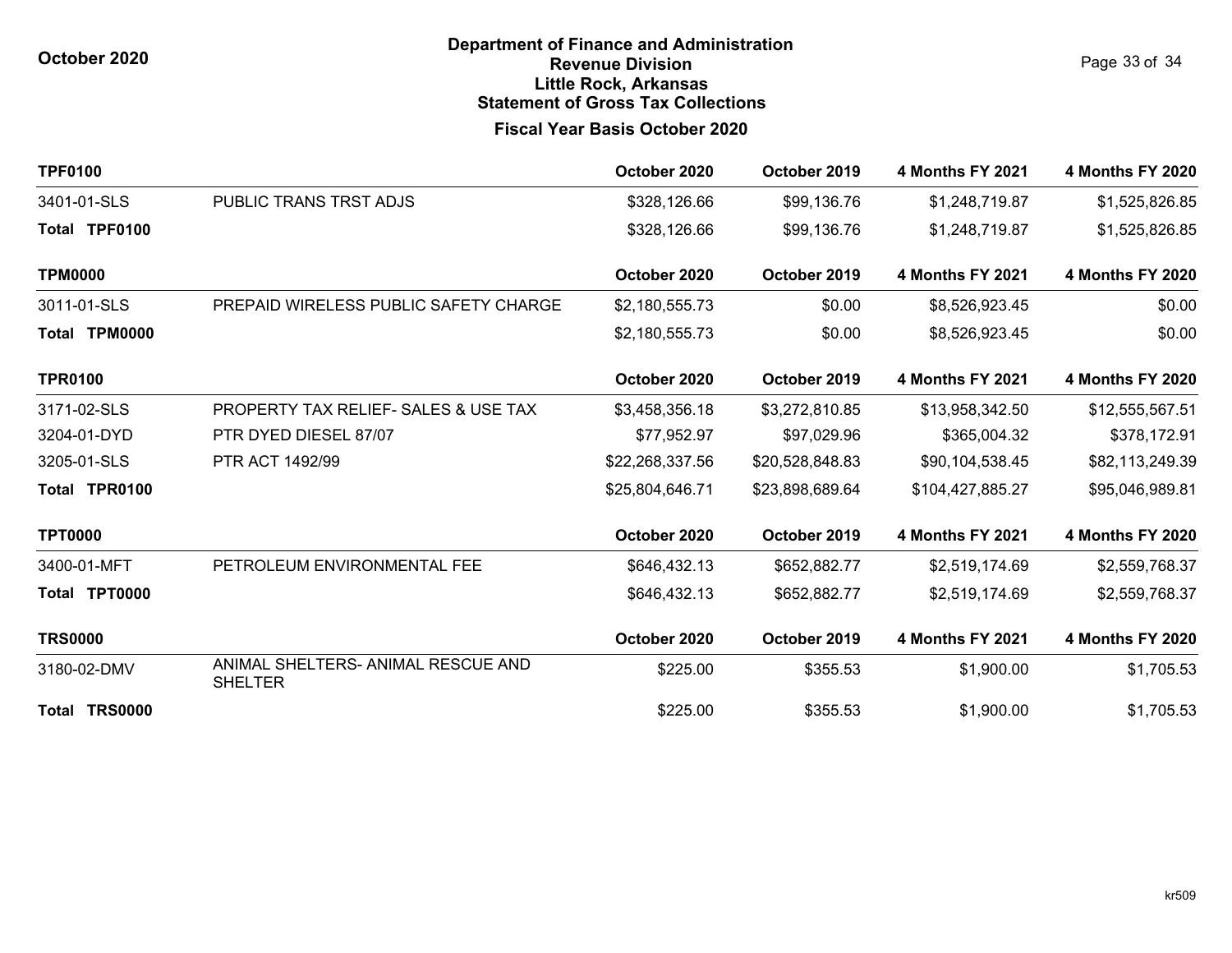# Department of Finance and Administration
## Revenue Division
## Little Rock, Arkansas
## Statement of Gross Tax Collections

**October 2020**

### Fiscal Year Basis October 2020

| TPF0100 | | October 2020 | October 2019 | 4 Months FY 2021 | 4 Months FY 2020 |
|---|---|---|---|---|---|
| 3401-01-SLS | PUBLIC TRANS TRST ADJS | $328,126.66 | $99,136.76 | $1,248,719.87 | $1,525,826.85 |
| **Total TPF0100** | | $328,126.66 | $99,136.76 | $1,248,719.87 | $1,525,826.85 |

| TPM0000 | | October 2020 | October 2019 | 4 Months FY 2021 | 4 Months FY 2020 |
|---|---|---|---|---|---|
| 3011-01-SLS | PREPAID WIRELESS PUBLIC SAFETY CHARGE | $2,180,555.73 | $0.00 | $8,526,923.45 | $0.00 |
| **Total TPM0000** | | $2,180,555.73 | $0.00 | $8,526,923.45 | $0.00 |

| TPR0100 | | October 2020 | October 2019 | 4 Months FY 2021 | 4 Months FY 2020 |
|---|---|---|---|---|---|
| 3171-02-SLS | PROPERTY TAX RELIEF- SALES & USE TAX | $3,458,356.18 | $3,272,810.85 | $13,958,342.50 | $12,555,567.51 |
| 3204-01-DYD | PTR DYED DIESEL 87/07 | $77,952.97 | $97,029.96 | $365,004.32 | $378,172.91 |
| 3205-01-SLS | PTR ACT 1492/99 | $22,268,337.56 | $20,528,848.83 | $90,104,538.45 | $82,113,249.39 |
| **Total TPR0100** | | $25,804,646.71 | $23,898,689.64 | $104,427,885.27 | $95,046,989.81 |

| TPT0000 | | October 2020 | October 2019 | 4 Months FY 2021 | 4 Months FY 2020 |
|---|---|---|---|---|---|
| 3400-01-MFT | PETROLEUM ENVIRONMENTAL FEE | $646,432.13 | $652,882.77 | $2,519,174.69 | $2,559,768.37 |
| **Total TPT0000** | | $646,432.13 | $652,882.77 | $2,519,174.69 | $2,559,768.37 |

| TRS0000 | | October 2020 | October 2019 | 4 Months FY 2021 | 4 Months FY 2020 |
|---|---|---|---|---|---|
| 3180-02-DMV | ANIMAL SHELTERS- ANIMAL RESCUE AND SHELTER | $225.00 | $355.53 | $1,900.00 | $1,705.53 |
| **Total TRS0000** | | $225.00 | $355.53 | $1,900.00 | $1,705.53 |

kr509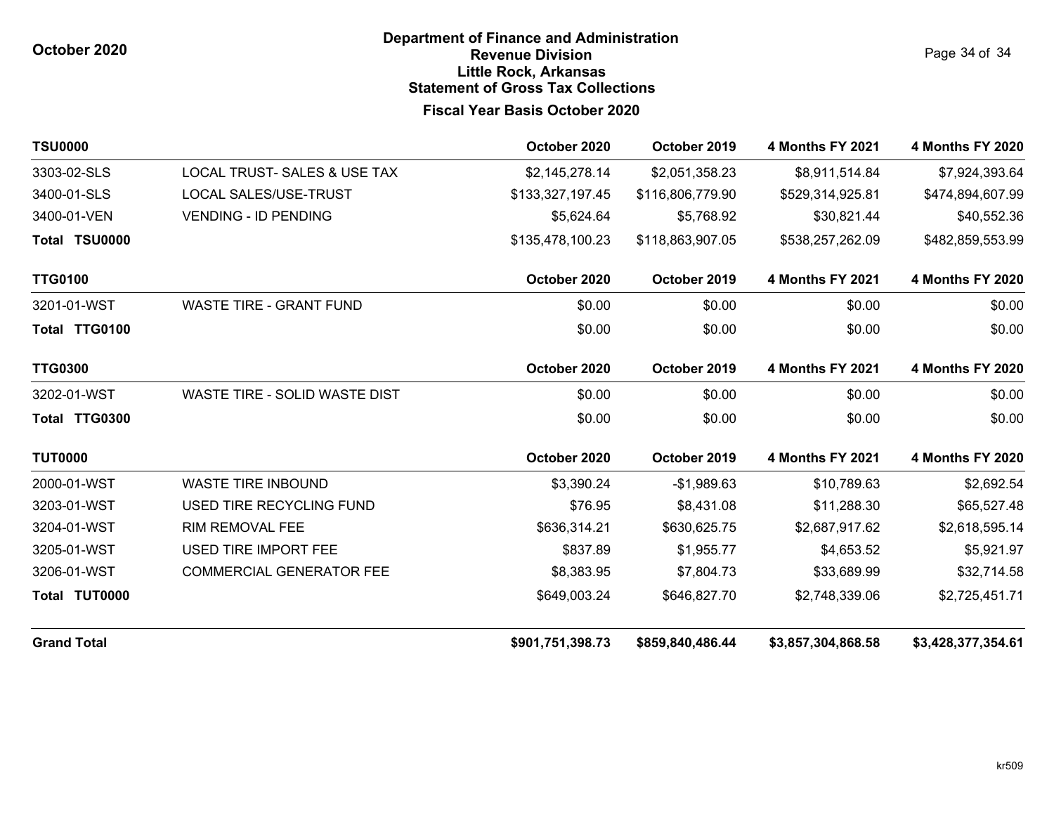October 2020

# Department of Finance and Administration
## Revenue Division
## Little Rock, Arkansas
## Statement of Gross Tax Collections
### Fiscal Year Basis October 2020

| TSU0000 | | October 2020 | October 2019 | 4 Months FY 2021 | 4 Months FY 2020 |
|---|---|---|---|---|---|
| 3303-02-SLS | LOCAL TRUST- SALES & USE TAX | $2,145,278.14 | $2,051,358.23 | $8,911,514.84 | $7,924,393.64 |
| 3400-01-SLS | LOCAL SALES/USE-TRUST | $133,327,197.45 | $116,806,779.90 | $529,314,925.81 | $474,894,607.99 |
| 3400-01-VEN | VENDING - ID PENDING | $5,624.64 | $5,768.92 | $30,821.44 | $40,552.36 |
| **Total TSU0000** | | $135,478,100.23 | $118,863,907.05 | $538,257,262.09 | $482,859,553.99 |

| TTG0100 | | October 2020 | October 2019 | 4 Months FY 2021 | 4 Months FY 2020 |
|---|---|---|---|---|---|
| 3201-01-WST | WASTE TIRE - GRANT FUND | $0.00 | $0.00 | $0.00 | $0.00 |
| **Total TTG0100** | | $0.00 | $0.00 | $0.00 | $0.00 |

| TTG0300 | | October 2020 | October 2019 | 4 Months FY 2021 | 4 Months FY 2020 |
|---|---|---|---|---|---|
| 3202-01-WST | WASTE TIRE - SOLID WASTE DIST | $0.00 | $0.00 | $0.00 | $0.00 |
| **Total TTG0300** | | $0.00 | $0.00 | $0.00 | $0.00 |

| TUT0000 | | October 2020 | October 2019 | 4 Months FY 2021 | 4 Months FY 2020 |
|---|---|---|---|---|---|
| 2000-01-WST | WASTE TIRE INBOUND | $3,390.24 | -$1,989.63 | $10,789.63 | $2,692.54 |
| 3203-01-WST | USED TIRE RECYCLING FUND | $76.95 | $8,431.08 | $11,288.30 | $65,527.48 |
| 3204-01-WST | RIM REMOVAL FEE | $636,314.21 | $630,625.75 | $2,687,917.62 | $2,618,595.14 |
| 3205-01-WST | USED TIRE IMPORT FEE | $837.89 | $1,955.77 | $4,653.52 | $5,921.97 |
| 3206-01-WST | COMMERCIAL GENERATOR FEE | $8,383.95 | $7,804.73 | $33,689.99 | $32,714.58 |
| **Total TUT0000** | | $649,003.24 | $646,827.70 | $2,748,339.06 | $2,725,451.71 |

| | | | | | |
|---|---|---|---|---|---|
| **Grand Total** | | **$901,751,398.73** | **$859,840,486.44** | **$3,857,304,868.58** | **$3,428,377,354.61** |

kr509